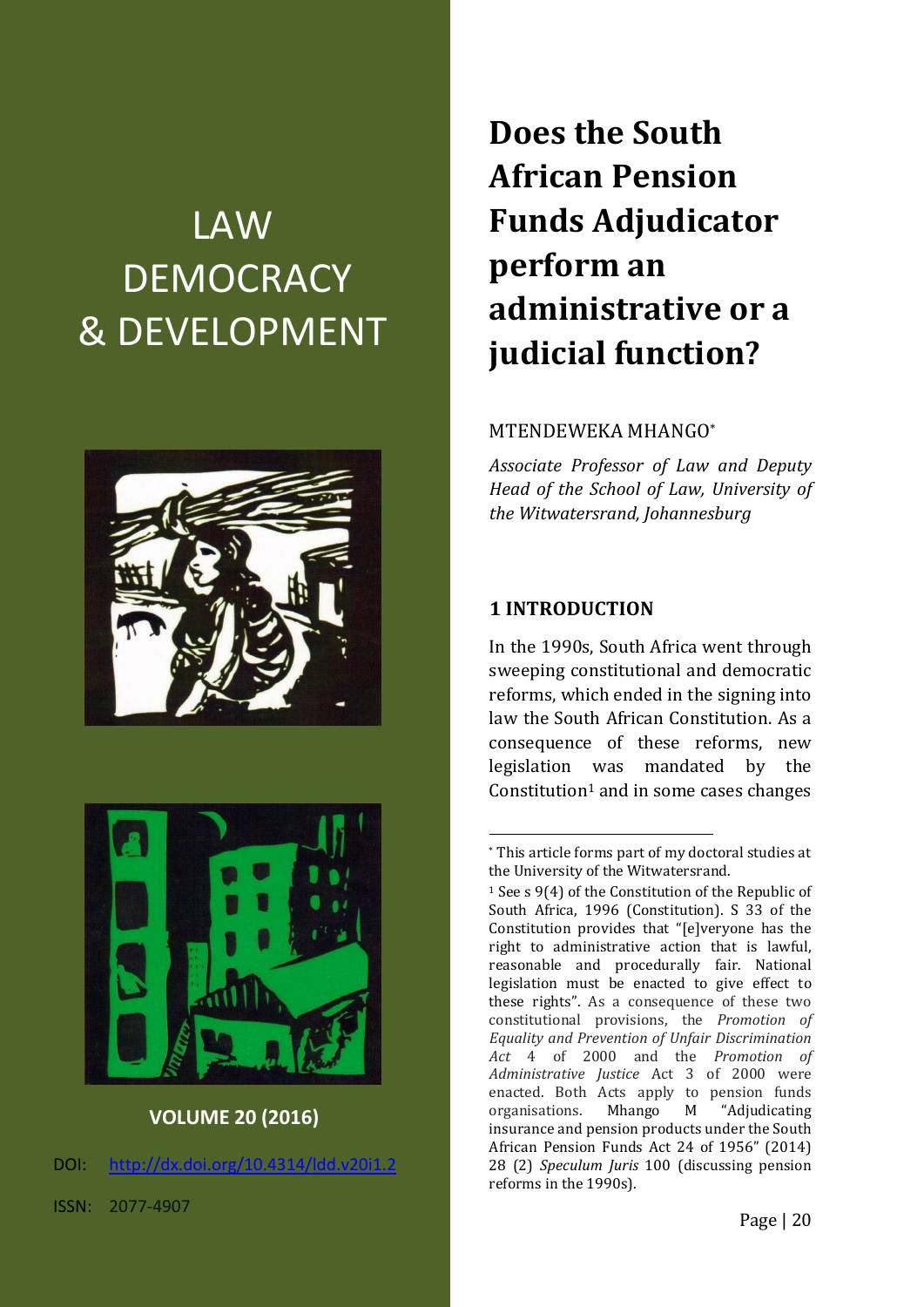LAW DEMOCRACY & DEVELOPMENT

VOLUME 20 (2016)

DOI: http://dx.doi.org/10.4314/ldd.v20i1.2

ISSN: 2077-4907

# Does the South African Pension Funds Adjudicator perform an administrative or a judicial function?

MTENDEWEKA MHANGO*

*Associate Professor of Law and Deputy Head of the School of Law, University of the Witwatersrand, Johannesburg*

## 1 INTRODUCTION

In the 1990s, South Africa went through sweeping constitutional and democratic reforms, which ended in the signing into law the South African Constitution. As a consequence of these reforms, new legislation was mandated by the Constitution[1] and in some cases changes

---

\* This article forms part of my doctoral studies at the University of the Witwatersrand.

[1] See s 9(4) of the Constitution of the Republic of South Africa, 1996 (Constitution). S 33 of the Constitution provides that "[e]veryone has the right to administrative action that is lawful, reasonable and procedurally fair. National legislation must be enacted to give effect to these rights". As a consequence of these two constitutional provisions, the *Promotion of Equality and Prevention of Unfair Discrimination Act* 4 of 2000 and the *Promotion of Administrative Justice* Act 3 of 2000 were enacted. Both Acts apply to pension funds organisations. Mhango M "Adjudicating insurance and pension products under the South African Pension Funds Act 24 of 1956" (2014) 28 (2) *Speculum Juris* 100 (discussing pension reforms in the 1990s).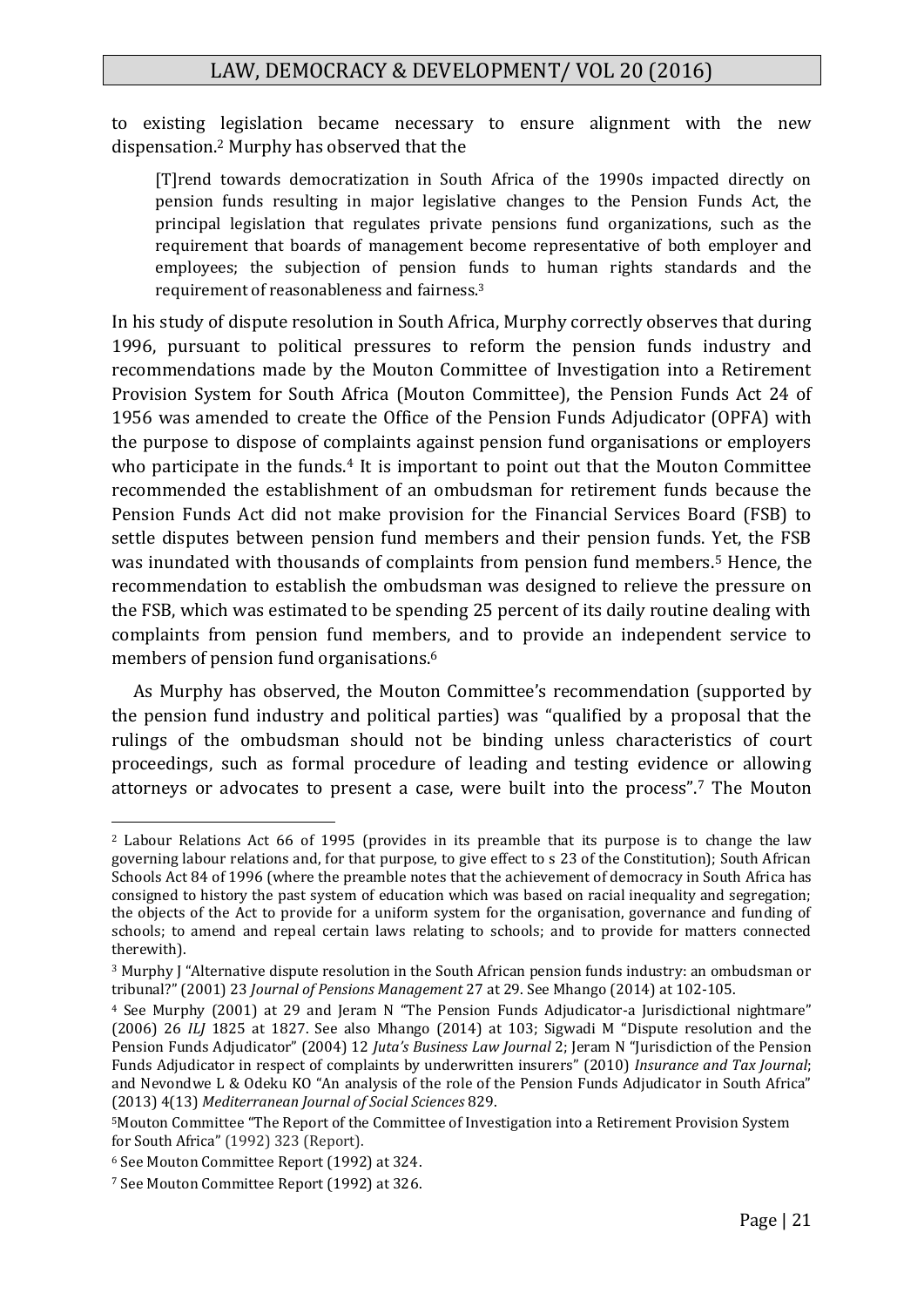to existing legislation became necessary to ensure alignment with the new dispensation.[2] Murphy has observed that the

> [T]rend towards democratization in South Africa of the 1990s impacted directly on pension funds resulting in major legislative changes to the Pension Funds Act, the principal legislation that regulates private pensions fund organizations, such as the requirement that boards of management become representative of both employer and employees; the subjection of pension funds to human rights standards and the requirement of reasonableness and fairness.[3]

In his study of dispute resolution in South Africa, Murphy correctly observes that during 1996, pursuant to political pressures to reform the pension funds industry and recommendations made by the Mouton Committee of Investigation into a Retirement Provision System for South Africa (Mouton Committee), the Pension Funds Act 24 of 1956 was amended to create the Office of the Pension Funds Adjudicator (OPFA) with the purpose to dispose of complaints against pension fund organisations or employers who participate in the funds.[4] It is important to point out that the Mouton Committee recommended the establishment of an ombudsman for retirement funds because the Pension Funds Act did not make provision for the Financial Services Board (FSB) to settle disputes between pension fund members and their pension funds. Yet, the FSB was inundated with thousands of complaints from pension fund members.[5] Hence, the recommendation to establish the ombudsman was designed to relieve the pressure on the FSB, which was estimated to be spending 25 percent of its daily routine dealing with complaints from pension fund members, and to provide an independent service to members of pension fund organisations.[6]

As Murphy has observed, the Mouton Committee's recommendation (supported by the pension fund industry and political parties) was "qualified by a proposal that the rulings of the ombudsman should not be binding unless characteristics of court proceedings, such as formal procedure of leading and testing evidence or allowing attorneys or advocates to present a case, were built into the process".[7] The Mouton

---

[2] Labour Relations Act 66 of 1995 (provides in its preamble that its purpose is to change the law governing labour relations and, for that purpose, to give effect to s 23 of the Constitution); South African Schools Act 84 of 1996 (where the preamble notes that the achievement of democracy in South Africa has consigned to history the past system of education which was based on racial inequality and segregation; the objects of the Act to provide for a uniform system for the organisation, governance and funding of schools; to amend and repeal certain laws relating to schools; and to provide for matters connected therewith).

[3] Murphy J "Alternative dispute resolution in the South African pension funds industry: an ombudsman or tribunal?" (2001) 23 *Journal of Pensions Management* 27 at 29. See Mhango (2014) at 102-105.

[4] See Murphy (2001) at 29 and Jeram N "The Pension Funds Adjudicator-a Jurisdictional nightmare" (2006) 26 *ILJ* 1825 at 1827. See also Mhango (2014) at 103; Sigwadi M "Dispute resolution and the Pension Funds Adjudicator" (2004) 12 *Juta's Business Law Journal* 2; Jeram N "Jurisdiction of the Pension Funds Adjudicator in respect of complaints by underwritten insurers" (2010) *Insurance and Tax Journal*; and Nevondwe L & Odeku KO "An analysis of the role of the Pension Funds Adjudicator in South Africa" (2013) 4(13) *Mediterranean Journal of Social Sciences* 829.

[5] Mouton Committee "The Report of the Committee of Investigation into a Retirement Provision System for South Africa" (1992) 323 (Report).

[6] See Mouton Committee Report (1992) at 324.

[7] See Mouton Committee Report (1992) at 326.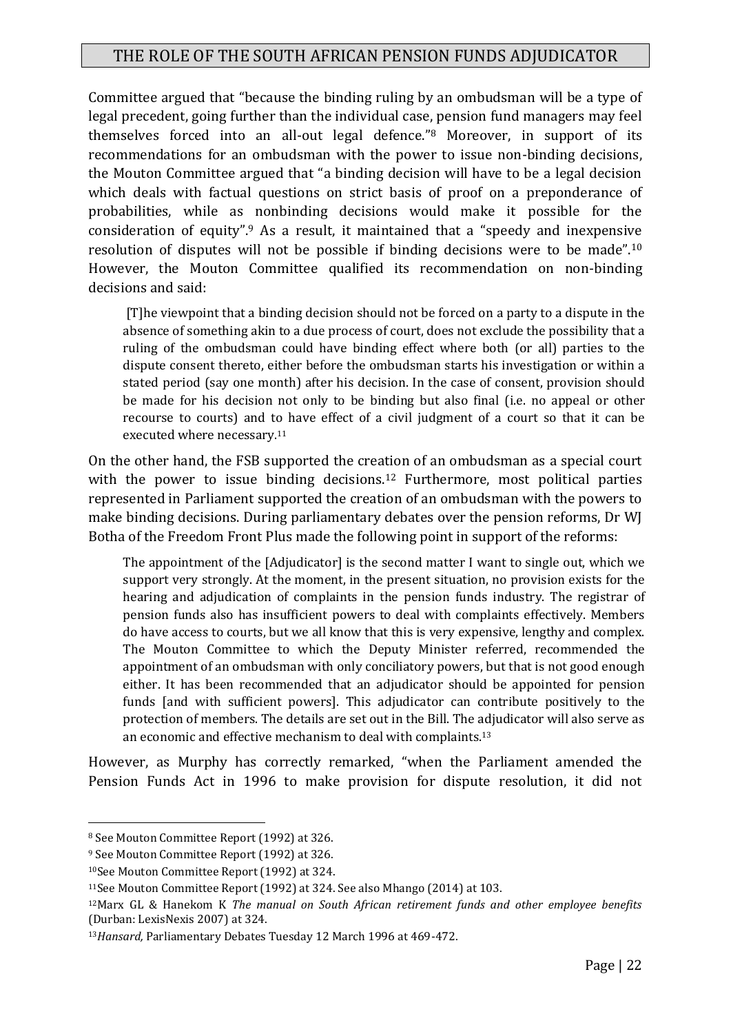Committee argued that "because the binding ruling by an ombudsman will be a type of legal precedent, going further than the individual case, pension fund managers may feel themselves forced into an all-out legal defence."[8] Moreover, in support of its recommendations for an ombudsman with the power to issue non-binding decisions, the Mouton Committee argued that "a binding decision will have to be a legal decision which deals with factual questions on strict basis of proof on a preponderance of probabilities, while as nonbinding decisions would make it possible for the consideration of equity".[9] As a result, it maintained that a "speedy and inexpensive resolution of disputes will not be possible if binding decisions were to be made".[10] However, the Mouton Committee qualified its recommendation on non-binding decisions and said:

> [T]he viewpoint that a binding decision should not be forced on a party to a dispute in the absence of something akin to a due process of court, does not exclude the possibility that a ruling of the ombudsman could have binding effect where both (or all) parties to the dispute consent thereto, either before the ombudsman starts his investigation or within a stated period (say one month) after his decision. In the case of consent, provision should be made for his decision not only to be binding but also final (i.e. no appeal or other recourse to courts) and to have effect of a civil judgment of a court so that it can be executed where necessary.[11]

On the other hand, the FSB supported the creation of an ombudsman as a special court with the power to issue binding decisions.[12] Furthermore, most political parties represented in Parliament supported the creation of an ombudsman with the powers to make binding decisions. During parliamentary debates over the pension reforms, Dr WJ Botha of the Freedom Front Plus made the following point in support of the reforms:

> The appointment of the [Adjudicator] is the second matter I want to single out, which we support very strongly. At the moment, in the present situation, no provision exists for the hearing and adjudication of complaints in the pension funds industry. The registrar of pension funds also has insufficient powers to deal with complaints effectively. Members do have access to courts, but we all know that this is very expensive, lengthy and complex. The Mouton Committee to which the Deputy Minister referred, recommended the appointment of an ombudsman with only conciliatory powers, but that is not good enough either. It has been recommended that an adjudicator should be appointed for pension funds [and with sufficient powers]. This adjudicator can contribute positively to the protection of members. The details are set out in the Bill. The adjudicator will also serve as an economic and effective mechanism to deal with complaints.[13]

However, as Murphy has correctly remarked, "when the Parliament amended the Pension Funds Act in 1996 to make provision for dispute resolution, it did not

---

[8] See Mouton Committee Report (1992) at 326.

[9] See Mouton Committee Report (1992) at 326.

[10] See Mouton Committee Report (1992) at 324.

[11] See Mouton Committee Report (1992) at 324. See also Mhango (2014) at 103.

[12] Marx GL & Hanekom K *The manual on South African retirement funds and other employee benefits* (Durban: LexisNexis 2007) at 324.

[13] *Hansard,* Parliamentary Debates Tuesday 12 March 1996 at 469-472.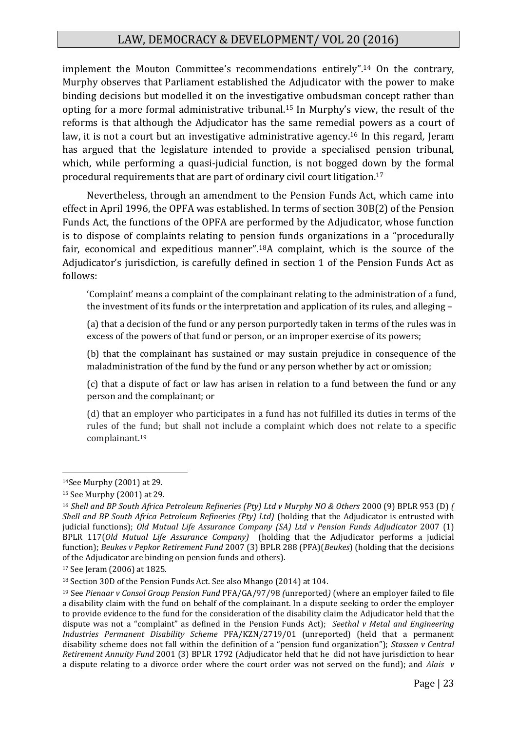implement the Mouton Committee's recommendations entirely".[14] On the contrary, Murphy observes that Parliament established the Adjudicator with the power to make binding decisions but modelled it on the investigative ombudsman concept rather than opting for a more formal administrative tribunal.[15] In Murphy's view, the result of the reforms is that although the Adjudicator has the same remedial powers as a court of law, it is not a court but an investigative administrative agency.[16] In this regard, Jeram has argued that the legislature intended to provide a specialised pension tribunal, which, while performing a quasi-judicial function, is not bogged down by the formal procedural requirements that are part of ordinary civil court litigation.[17]

Nevertheless, through an amendment to the Pension Funds Act, which came into effect in April 1996, the OPFA was established. In terms of section 30B(2) of the Pension Funds Act, the functions of the OPFA are performed by the Adjudicator, whose function is to dispose of complaints relating to pension funds organizations in a "procedurally fair, economical and expeditious manner".[18]A complaint, which is the source of the Adjudicator's jurisdiction, is carefully defined in section 1 of the Pension Funds Act as follows:

> 'Complaint' means a complaint of the complainant relating to the administration of a fund, the investment of its funds or the interpretation and application of its rules, and alleging –
>
> (a) that a decision of the fund or any person purportedly taken in terms of the rules was in excess of the powers of that fund or person, or an improper exercise of its powers;
>
> (b) that the complainant has sustained or may sustain prejudice in consequence of the maladministration of the fund by the fund or any person whether by act or omission;
>
> (c) that a dispute of fact or law has arisen in relation to a fund between the fund or any person and the complainant; or
>
> (d) that an employer who participates in a fund has not fulfilled its duties in terms of the rules of the fund; but shall not include a complaint which does not relate to a specific complainant.[19]

---

[14]See Murphy (2001) at 29.

[15] See Murphy (2001) at 29.

[16] *Shell and BP South Africa Petroleum Refineries (Pty) Ltd v Murphy NO & Others* 2000 (9) BPLR 953 (D) *( Shell and BP South Africa Petroleum Refineries (Pty) Ltd)* (holding that the Adjudicator is entrusted with judicial functions); *Old Mutual Life Assurance Company (SA) Ltd v Pension Funds Adjudicator* 2007 (1) BPLR 117(*Old Mutual Life Assurance Company)* (holding that the Adjudicator performs a judicial function); *Beukes v Pepkor Retirement Fund* 2007 (3) BPLR 288 (PFA)(*Beukes*) (holding that the decisions of the Adjudicator are binding on pension funds and others).

[17] See Jeram (2006) at 1825.

[18] Section 30D of the Pension Funds Act. See also Mhango (2014) at 104.

[19] See *Pienaar v Consol Group Pension Fund* PFA/GA/97/98 *(*unreported*)* (where an employer failed to file a disability claim with the fund on behalf of the complainant. In a dispute seeking to order the employer to provide evidence to the fund for the consideration of the disability claim the Adjudicator held that the dispute was not a "complaint" as defined in the Pension Funds Act); *Seethal v Metal and Engineering Industries Permanent Disability Scheme* PFA/KZN/2719/01 (unreported) (held that a permanent disability scheme does not fall within the definition of a "pension fund organization"); *Stassen v Central Retirement Annuity Fund* 2001 (3) BPLR 1792 (Adjudicator held that he did not have jurisdiction to hear a dispute relating to a divorce order where the court order was not served on the fund); and *Alais v*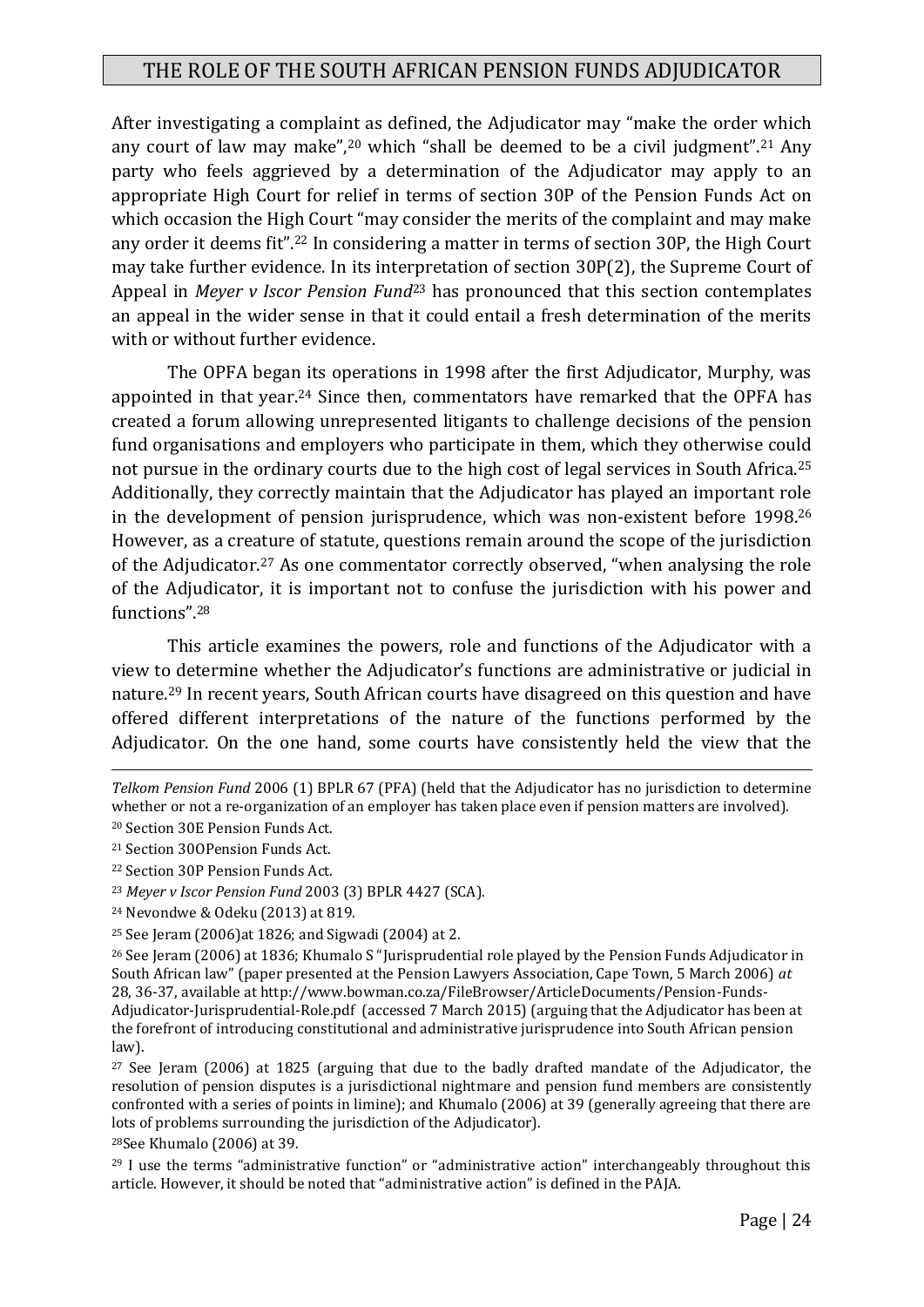After investigating a complaint as defined, the Adjudicator may "make the order which any court of law may make",[20] which "shall be deemed to be a civil judgment".[21] Any party who feels aggrieved by a determination of the Adjudicator may apply to an appropriate High Court for relief in terms of section 30P of the Pension Funds Act on which occasion the High Court "may consider the merits of the complaint and may make any order it deems fit".[22] In considering a matter in terms of section 30P, the High Court may take further evidence. In its interpretation of section 30P(2), the Supreme Court of Appeal in *Meyer v Iscor Pension Fund*[23] has pronounced that this section contemplates an appeal in the wider sense in that it could entail a fresh determination of the merits with or without further evidence.

The OPFA began its operations in 1998 after the first Adjudicator, Murphy, was appointed in that year.[24] Since then, commentators have remarked that the OPFA has created a forum allowing unrepresented litigants to challenge decisions of the pension fund organisations and employers who participate in them, which they otherwise could not pursue in the ordinary courts due to the high cost of legal services in South Africa.[25] Additionally, they correctly maintain that the Adjudicator has played an important role in the development of pension jurisprudence, which was non-existent before 1998.[26] However, as a creature of statute, questions remain around the scope of the jurisdiction of the Adjudicator.[27] As one commentator correctly observed, "when analysing the role of the Adjudicator, it is important not to confuse the jurisdiction with his power and functions".[28]

This article examines the powers, role and functions of the Adjudicator with a view to determine whether the Adjudicator's functions are administrative or judicial in nature.[29] In recent years, South African courts have disagreed on this question and have offered different interpretations of the nature of the functions performed by the Adjudicator. On the one hand, some courts have consistently held the view that the

---

*Telkom Pension Fund* 2006 (1) BPLR 67 (PFA) (held that the Adjudicator has no jurisdiction to determine whether or not a re-organization of an employer has taken place even if pension matters are involved).

[20] Section 30E Pension Funds Act.

[21] Section 30OPension Funds Act.

[22] Section 30P Pension Funds Act.

[23] *Meyer v Iscor Pension Fund* 2003 (3) BPLR 4427 (SCA).

[24] Nevondwe & Odeku (2013) at 819.

[25] See Jeram (2006)at 1826; and Sigwadi (2004) at 2.

[26] See Jeram (2006) at 1836; Khumalo S "Jurisprudential role played by the Pension Funds Adjudicator in South African law" (paper presented at the Pension Lawyers Association, Cape Town, 5 March 2006) *at* 28, 36-37, available at http://www.bowman.co.za/FileBrowser/ArticleDocuments/Pension-Funds-Adjudicator-Jurisprudential-Role.pdf (accessed 7 March 2015) (arguing that the Adjudicator has been at the forefront of introducing constitutional and administrative jurisprudence into South African pension law).

[27] See Jeram (2006) at 1825 (arguing that due to the badly drafted mandate of the Adjudicator, the resolution of pension disputes is a jurisdictional nightmare and pension fund members are consistently confronted with a series of points in limine); and Khumalo (2006) at 39 (generally agreeing that there are lots of problems surrounding the jurisdiction of the Adjudicator).

[28]See Khumalo (2006) at 39.

[29] I use the terms "administrative function" or "administrative action" interchangeably throughout this article. However, it should be noted that "administrative action" is defined in the PAJA.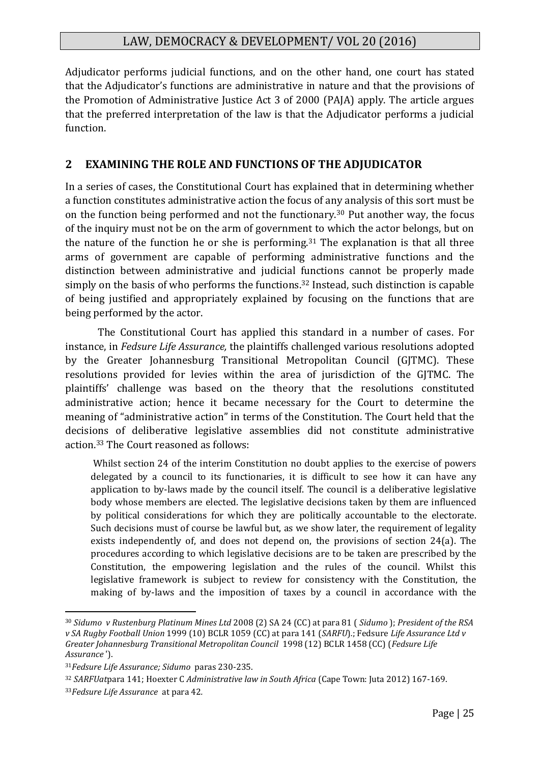Adjudicator performs judicial functions, and on the other hand, one court has stated that the Adjudicator's functions are administrative in nature and that the provisions of the Promotion of Administrative Justice Act 3 of 2000 (PAJA) apply. The article argues that the preferred interpretation of the law is that the Adjudicator performs a judicial function.

## 2 EXAMINING THE ROLE AND FUNCTIONS OF THE ADJUDICATOR

In a series of cases, the Constitutional Court has explained that in determining whether a function constitutes administrative action the focus of any analysis of this sort must be on the function being performed and not the functionary.[30] Put another way, the focus of the inquiry must not be on the arm of government to which the actor belongs, but on the nature of the function he or she is performing.[31] The explanation is that all three arms of government are capable of performing administrative functions and the distinction between administrative and judicial functions cannot be properly made simply on the basis of who performs the functions.[32] Instead, such distinction is capable of being justified and appropriately explained by focusing on the functions that are being performed by the actor.

The Constitutional Court has applied this standard in a number of cases. For instance, in *Fedsure Life Assurance,* the plaintiffs challenged various resolutions adopted by the Greater Johannesburg Transitional Metropolitan Council (GJTMC). These resolutions provided for levies within the area of jurisdiction of the GJTMC. The plaintiffs' challenge was based on the theory that the resolutions constituted administrative action; hence it became necessary for the Court to determine the meaning of "administrative action" in terms of the Constitution. The Court held that the decisions of deliberative legislative assemblies did not constitute administrative action.[33] The Court reasoned as follows:

> Whilst section 24 of the interim Constitution no doubt applies to the exercise of powers delegated by a council to its functionaries, it is difficult to see how it can have any application to by-laws made by the council itself. The council is a deliberative legislative body whose members are elected. The legislative decisions taken by them are influenced by political considerations for which they are politically accountable to the electorate. Such decisions must of course be lawful but, as we show later, the requirement of legality exists independently of, and does not depend on, the provisions of section 24(a). The procedures according to which legislative decisions are to be taken are prescribed by the Constitution, the empowering legislation and the rules of the council. Whilst this legislative framework is subject to review for consistency with the Constitution, the making of by-laws and the imposition of taxes by a council in accordance with the

---

[30] *Sidumo v Rustenburg Platinum Mines Ltd* 2008 (2) SA 24 (CC) at para 81 ( *Sidumo* ); *President of the RSA v SA Rugby Football Union* 1999 (10) BCLR 1059 (CC) at para 141 (*SARFU*).; Fedsure *Life Assurance Ltd v Greater Johannesburg Transitional Metropolitan Council* 1998 (12) BCLR 1458 (CC) (*Fedsure Life Assurance* ').

[31] *Fedsure Life Assurance; Sidumo* paras 230-235.

[32] *SARFU*atpara 141; Hoexter C *Administrative law in South Africa* (Cape Town: Juta 2012) 167-169.

[33] *Fedsure Life Assurance* at para 42.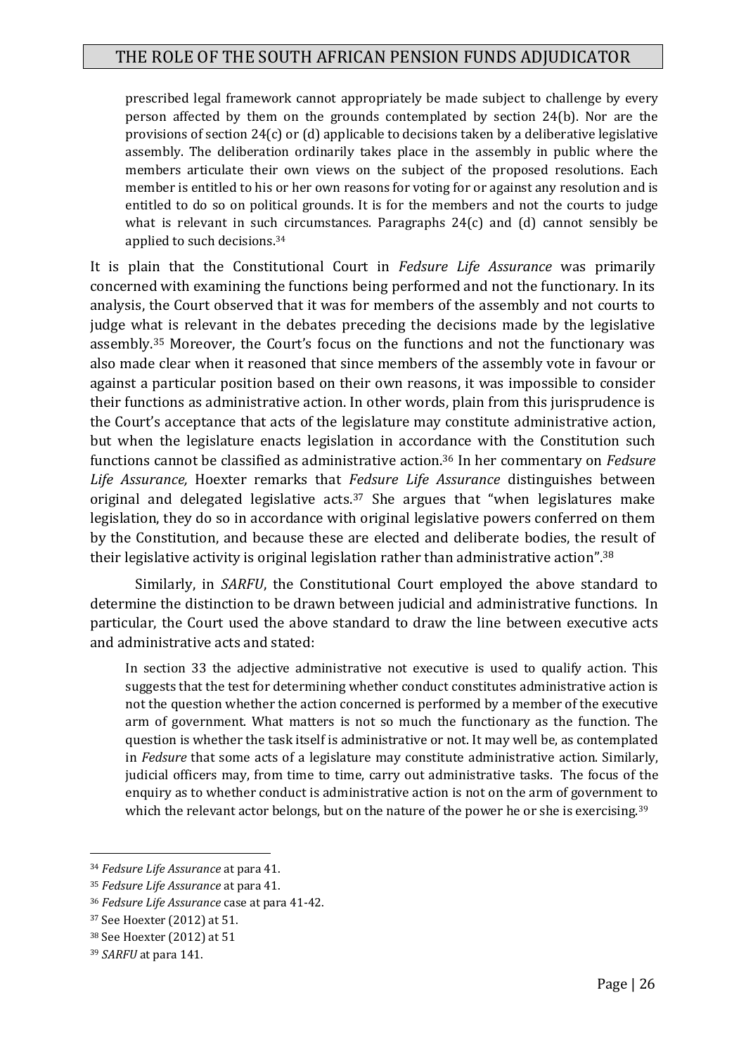> prescribed legal framework cannot appropriately be made subject to challenge by every person affected by them on the grounds contemplated by section 24(b). Nor are the provisions of section 24(c) or (d) applicable to decisions taken by a deliberative legislative assembly. The deliberation ordinarily takes place in the assembly in public where the members articulate their own views on the subject of the proposed resolutions. Each member is entitled to his or her own reasons for voting for or against any resolution and is entitled to do so on political grounds. It is for the members and not the courts to judge what is relevant in such circumstances. Paragraphs 24(c) and (d) cannot sensibly be applied to such decisions.[34]

It is plain that the Constitutional Court in *Fedsure Life Assurance* was primarily concerned with examining the functions being performed and not the functionary. In its analysis, the Court observed that it was for members of the assembly and not courts to judge what is relevant in the debates preceding the decisions made by the legislative assembly.[35] Moreover, the Court's focus on the functions and not the functionary was also made clear when it reasoned that since members of the assembly vote in favour or against a particular position based on their own reasons, it was impossible to consider their functions as administrative action. In other words, plain from this jurisprudence is the Court's acceptance that acts of the legislature may constitute administrative action, but when the legislature enacts legislation in accordance with the Constitution such functions cannot be classified as administrative action.[36] In her commentary on *Fedsure Life Assurance,* Hoexter remarks that *Fedsure Life Assurance* distinguishes between original and delegated legislative acts.[37] She argues that "when legislatures make legislation, they do so in accordance with original legislative powers conferred on them by the Constitution, and because these are elected and deliberate bodies, the result of their legislative activity is original legislation rather than administrative action".[38]

Similarly, in *SARFU*, the Constitutional Court employed the above standard to determine the distinction to be drawn between judicial and administrative functions. In particular, the Court used the above standard to draw the line between executive acts and administrative acts and stated:

> In section 33 the adjective administrative not executive is used to qualify action. This suggests that the test for determining whether conduct constitutes administrative action is not the question whether the action concerned is performed by a member of the executive arm of government. What matters is not so much the functionary as the function. The question is whether the task itself is administrative or not. It may well be, as contemplated in *Fedsure* that some acts of a legislature may constitute administrative action. Similarly, judicial officers may, from time to time, carry out administrative tasks. The focus of the enquiry as to whether conduct is administrative action is not on the arm of government to which the relevant actor belongs, but on the nature of the power he or she is exercising.[39]

---

[34] *Fedsure Life Assurance* at para 41.

[35] *Fedsure Life Assurance* at para 41.

[36] *Fedsure Life Assurance* case at para 41-42.

[37] See Hoexter (2012) at 51.

[38] See Hoexter (2012) at 51

[39] *SARFU* at para 141.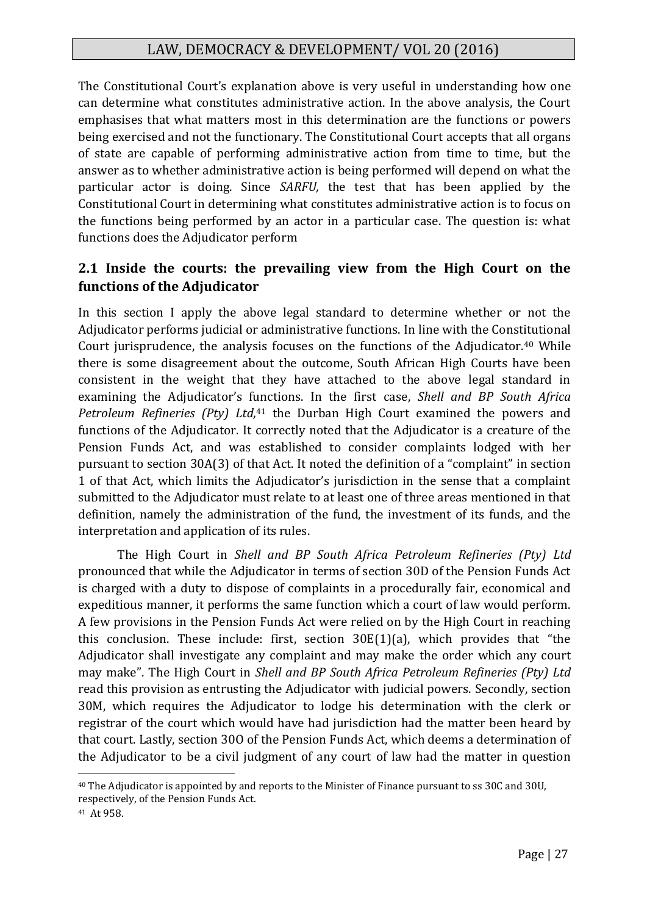The Constitutional Court's explanation above is very useful in understanding how one can determine what constitutes administrative action. In the above analysis, the Court emphasises that what matters most in this determination are the functions or powers being exercised and not the functionary. The Constitutional Court accepts that all organs of state are capable of performing administrative action from time to time, but the answer as to whether administrative action is being performed will depend on what the particular actor is doing. Since *SARFU,* the test that has been applied by the Constitutional Court in determining what constitutes administrative action is to focus on the functions being performed by an actor in a particular case. The question is: what functions does the Adjudicator perform

## 2.1 Inside the courts: the prevailing view from the High Court on the functions of the Adjudicator

In this section I apply the above legal standard to determine whether or not the Adjudicator performs judicial or administrative functions. In line with the Constitutional Court jurisprudence, the analysis focuses on the functions of the Adjudicator.[40] While there is some disagreement about the outcome, South African High Courts have been consistent in the weight that they have attached to the above legal standard in examining the Adjudicator's functions. In the first case, *Shell and BP South Africa Petroleum Refineries (Pty) Ltd,*[41] the Durban High Court examined the powers and functions of the Adjudicator. It correctly noted that the Adjudicator is a creature of the Pension Funds Act, and was established to consider complaints lodged with her pursuant to section 30A(3) of that Act. It noted the definition of a "complaint" in section 1 of that Act, which limits the Adjudicator's jurisdiction in the sense that a complaint submitted to the Adjudicator must relate to at least one of three areas mentioned in that definition, namely the administration of the fund, the investment of its funds, and the interpretation and application of its rules.

The High Court in *Shell and BP South Africa Petroleum Refineries (Pty) Ltd* pronounced that while the Adjudicator in terms of section 30D of the Pension Funds Act is charged with a duty to dispose of complaints in a procedurally fair, economical and expeditious manner, it performs the same function which a court of law would perform. A few provisions in the Pension Funds Act were relied on by the High Court in reaching this conclusion. These include: first, section 30E(1)(a), which provides that "the Adjudicator shall investigate any complaint and may make the order which any court may make". The High Court in *Shell and BP South Africa Petroleum Refineries (Pty) Ltd* read this provision as entrusting the Adjudicator with judicial powers. Secondly, section 30M, which requires the Adjudicator to lodge his determination with the clerk or registrar of the court which would have had jurisdiction had the matter been heard by that court. Lastly, section 30O of the Pension Funds Act, which deems a determination of the Adjudicator to be a civil judgment of any court of law had the matter in question

---

[40] The Adjudicator is appointed by and reports to the Minister of Finance pursuant to ss 30C and 30U, respectively, of the Pension Funds Act.

[41] At 958.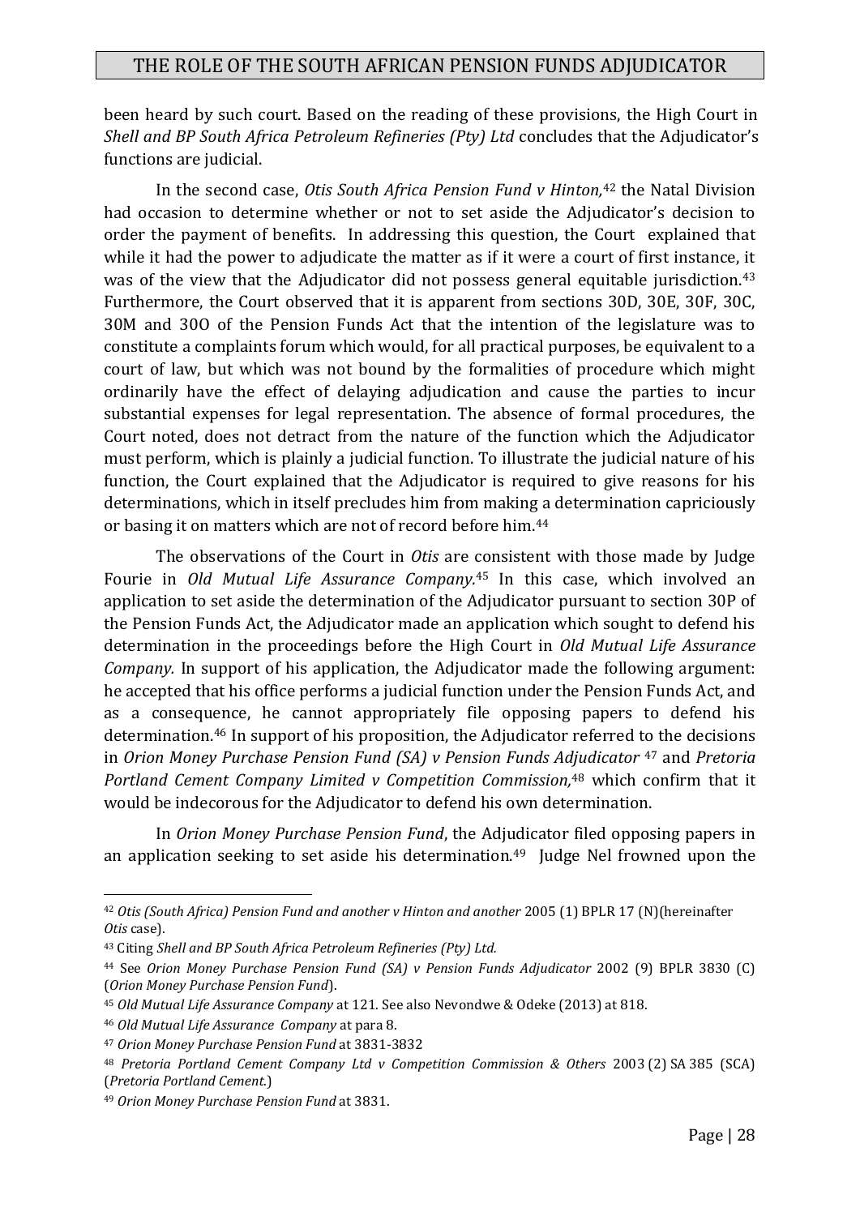been heard by such court. Based on the reading of these provisions, the High Court in *Shell and BP South Africa Petroleum Refineries (Pty) Ltd* concludes that the Adjudicator's functions are judicial.

In the second case, *Otis South Africa Pension Fund v Hinton,*[42] the Natal Division had occasion to determine whether or not to set aside the Adjudicator's decision to order the payment of benefits. In addressing this question, the Court explained that while it had the power to adjudicate the matter as if it were a court of first instance, it was of the view that the Adjudicator did not possess general equitable jurisdiction.[43] Furthermore, the Court observed that it is apparent from sections 30D, 30E, 30F, 30C, 30M and 30O of the Pension Funds Act that the intention of the legislature was to constitute a complaints forum which would, for all practical purposes, be equivalent to a court of law, but which was not bound by the formalities of procedure which might ordinarily have the effect of delaying adjudication and cause the parties to incur substantial expenses for legal representation. The absence of formal procedures, the Court noted, does not detract from the nature of the function which the Adjudicator must perform, which is plainly a judicial function. To illustrate the judicial nature of his function, the Court explained that the Adjudicator is required to give reasons for his determinations, which in itself precludes him from making a determination capriciously or basing it on matters which are not of record before him.[44]

The observations of the Court in *Otis* are consistent with those made by Judge Fourie in *Old Mutual Life Assurance Company.*[45] In this case, which involved an application to set aside the determination of the Adjudicator pursuant to section 30P of the Pension Funds Act, the Adjudicator made an application which sought to defend his determination in the proceedings before the High Court in *Old Mutual Life Assurance Company.* In support of his application, the Adjudicator made the following argument: he accepted that his office performs a judicial function under the Pension Funds Act, and as a consequence, he cannot appropriately file opposing papers to defend his determination.[46] In support of his proposition, the Adjudicator referred to the decisions in *Orion Money Purchase Pension Fund (SA) v Pension Funds Adjudicator*[47] and *Pretoria Portland Cement Company Limited v Competition Commission,*[48] which confirm that it would be indecorous for the Adjudicator to defend his own determination.

In *Orion Money Purchase Pension Fund*, the Adjudicator filed opposing papers in an application seeking to set aside his determination.[49] Judge Nel frowned upon the

---

[42] *Otis (South Africa) Pension Fund and another v Hinton and another* 2005 (1) BPLR 17 (N)(hereinafter *Otis* case).

[43] Citing *Shell and BP South Africa Petroleum Refineries (Pty) Ltd.*

[44] See *Orion Money Purchase Pension Fund (SA) v Pension Funds Adjudicator* 2002 (9) BPLR 3830 (C) (*Orion Money Purchase Pension Fund*).

[45] *Old Mutual Life Assurance Company* at 121. See also Nevondwe & Odeke (2013) at 818.

[46] *Old Mutual Life Assurance Company* at para 8.

[47] *Orion Money Purchase Pension Fund* at 3831-3832

[48] *Pretoria Portland Cement Company Ltd v Competition Commission & Others* 2003 (2) SA 385 (SCA) (*Pretoria Portland Cement.*)

[49] *Orion Money Purchase Pension Fund* at 3831.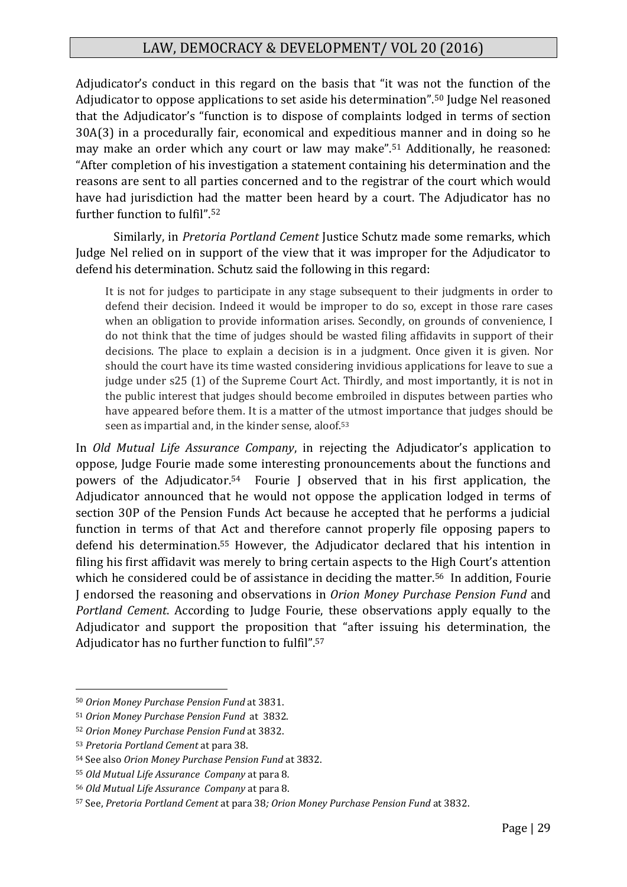Adjudicator's conduct in this regard on the basis that "it was not the function of the Adjudicator to oppose applications to set aside his determination".[50] Judge Nel reasoned that the Adjudicator's "function is to dispose of complaints lodged in terms of section 30A(3) in a procedurally fair, economical and expeditious manner and in doing so he may make an order which any court or law may make".[51] Additionally, he reasoned: "After completion of his investigation a statement containing his determination and the reasons are sent to all parties concerned and to the registrar of the court which would have had jurisdiction had the matter been heard by a court. The Adjudicator has no further function to fulfil".[52]

Similarly, in *Pretoria Portland Cement* Justice Schutz made some remarks, which Judge Nel relied on in support of the view that it was improper for the Adjudicator to defend his determination. Schutz said the following in this regard:

> It is not for judges to participate in any stage subsequent to their judgments in order to defend their decision. Indeed it would be improper to do so, except in those rare cases when an obligation to provide information arises. Secondly, on grounds of convenience, I do not think that the time of judges should be wasted filing affidavits in support of their decisions. The place to explain a decision is in a judgment. Once given it is given. Nor should the court have its time wasted considering invidious applications for leave to sue a judge under s25 (1) of the Supreme Court Act. Thirdly, and most importantly, it is not in the public interest that judges should become embroiled in disputes between parties who have appeared before them. It is a matter of the utmost importance that judges should be seen as impartial and, in the kinder sense, aloof.[53]

In *Old Mutual Life Assurance Company*, in rejecting the Adjudicator's application to oppose, Judge Fourie made some interesting pronouncements about the functions and powers of the Adjudicator.[54] Fourie J observed that in his first application, the Adjudicator announced that he would not oppose the application lodged in terms of section 30P of the Pension Funds Act because he accepted that he performs a judicial function in terms of that Act and therefore cannot properly file opposing papers to defend his determination.[55] However, the Adjudicator declared that his intention in filing his first affidavit was merely to bring certain aspects to the High Court's attention which he considered could be of assistance in deciding the matter.[56] In addition, Fourie J endorsed the reasoning and observations in *Orion Money Purchase Pension Fund* and *Portland Cement*. According to Judge Fourie, these observations apply equally to the Adjudicator and support the proposition that "after issuing his determination, the Adjudicator has no further function to fulfil".[57]

---

[50] *Orion Money Purchase Pension Fund* at 3831.

[51] *Orion Money Purchase Pension Fund* at 3832.

[52] *Orion Money Purchase Pension Fund* at 3832.

[53] *Pretoria Portland Cement* at para 38.

[54] See also *Orion Money Purchase Pension Fund* at 3832.

[55] *Old Mutual Life Assurance Company* at para 8.

[56] *Old Mutual Life Assurance Company* at para 8.

[57] See, *Pretoria Portland Cement* at para 38*; Orion Money Purchase Pension Fund* at 3832.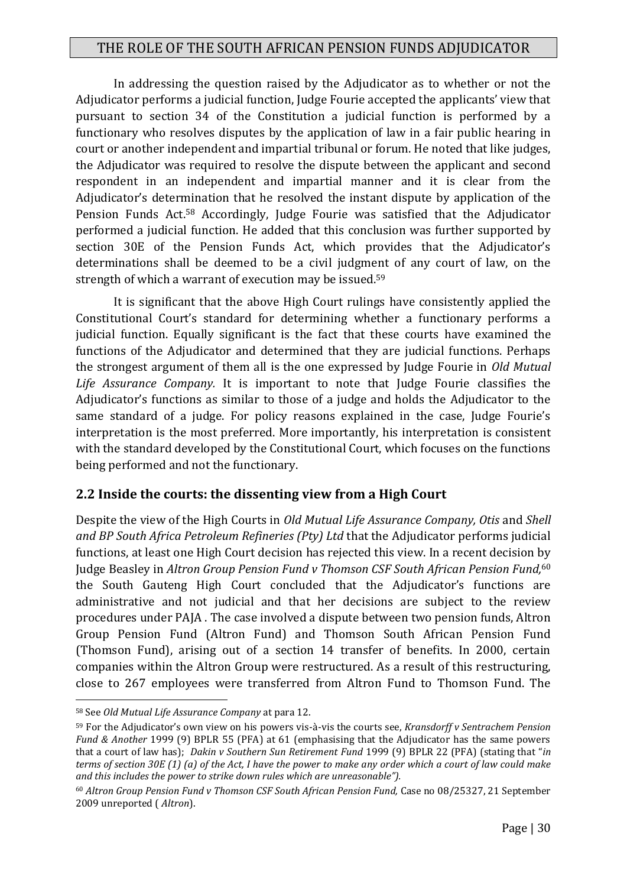In addressing the question raised by the Adjudicator as to whether or not the Adjudicator performs a judicial function, Judge Fourie accepted the applicants' view that pursuant to section 34 of the Constitution a judicial function is performed by a functionary who resolves disputes by the application of law in a fair public hearing in court or another independent and impartial tribunal or forum. He noted that like judges, the Adjudicator was required to resolve the dispute between the applicant and second respondent in an independent and impartial manner and it is clear from the Adjudicator's determination that he resolved the instant dispute by application of the Pension Funds Act.[58] Accordingly, Judge Fourie was satisfied that the Adjudicator performed a judicial function. He added that this conclusion was further supported by section 30E of the Pension Funds Act, which provides that the Adjudicator's determinations shall be deemed to be a civil judgment of any court of law, on the strength of which a warrant of execution may be issued.[59]

It is significant that the above High Court rulings have consistently applied the Constitutional Court's standard for determining whether a functionary performs a judicial function. Equally significant is the fact that these courts have examined the functions of the Adjudicator and determined that they are judicial functions. Perhaps the strongest argument of them all is the one expressed by Judge Fourie in *Old Mutual Life Assurance Company.* It is important to note that Judge Fourie classifies the Adjudicator's functions as similar to those of a judge and holds the Adjudicator to the same standard of a judge. For policy reasons explained in the case, Judge Fourie's interpretation is the most preferred. More importantly, his interpretation is consistent with the standard developed by the Constitutional Court, which focuses on the functions being performed and not the functionary.

## 2.2 Inside the courts: the dissenting view from a High Court

Despite the view of the High Courts in *Old Mutual Life Assurance Company, Otis* and *Shell and BP South Africa Petroleum Refineries (Pty) Ltd* that the Adjudicator performs judicial functions, at least one High Court decision has rejected this view. In a recent decision by Judge Beasley in *Altron Group Pension Fund v Thomson CSF South African Pension Fund,*[60] the South Gauteng High Court concluded that the Adjudicator's functions are administrative and not judicial and that her decisions are subject to the review procedures under PAJA . The case involved a dispute between two pension funds, Altron Group Pension Fund (Altron Fund) and Thomson South African Pension Fund (Thomson Fund), arising out of a section 14 transfer of benefits. In 2000, certain companies within the Altron Group were restructured. As a result of this restructuring, close to 267 employees were transferred from Altron Fund to Thomson Fund. The

---

[58] See *Old Mutual Life Assurance Company* at para 12.

[59] For the Adjudicator's own view on his powers vis-à-vis the courts see, *Kransdorff v Sentrachem Pension Fund & Another* 1999 (9) BPLR 55 (PFA) at 61 (emphasising that the Adjudicator has the same powers that a court of law has); *Dakin v Southern Sun Retirement Fund* 1999 (9) BPLR 22 (PFA) (stating that "*in terms of section 30E (1) (a) of the Act, I have the power to make any order which a court of law could make and this includes the power to strike down rules which are unreasonable").*

[60] *Altron Group Pension Fund v Thomson CSF South African Pension Fund,* Case no 08/25327, 21 September 2009 unreported ( *Altron*).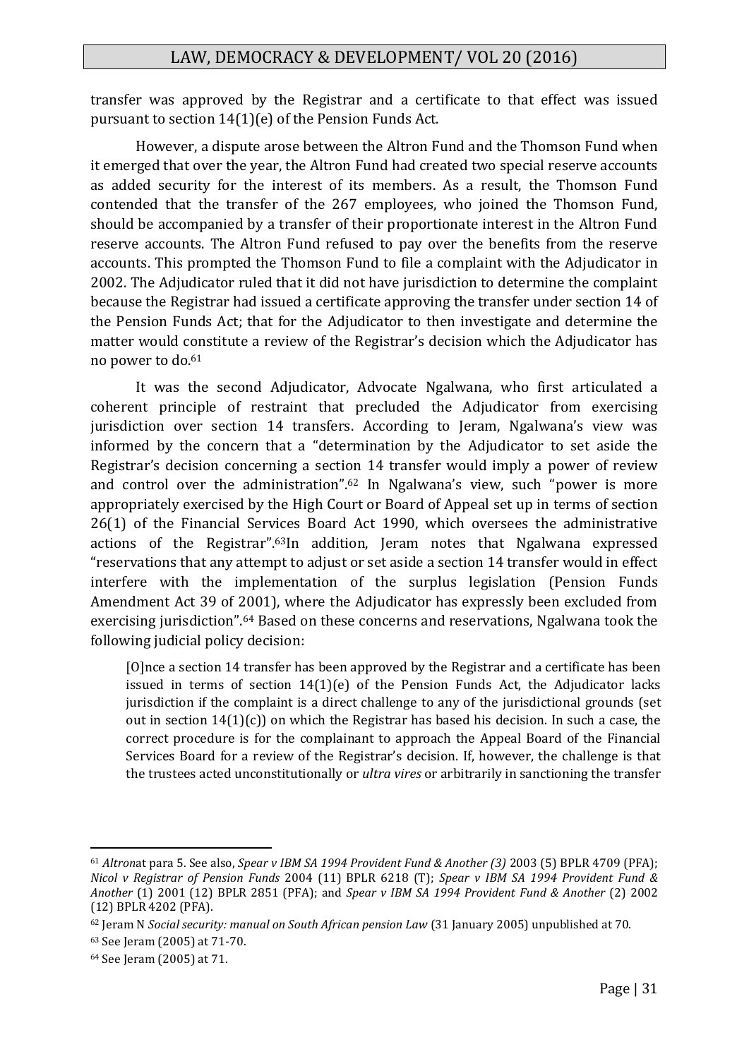transfer was approved by the Registrar and a certificate to that effect was issued pursuant to section 14(1)(e) of the Pension Funds Act.

However, a dispute arose between the Altron Fund and the Thomson Fund when it emerged that over the year, the Altron Fund had created two special reserve accounts as added security for the interest of its members. As a result, the Thomson Fund contended that the transfer of the 267 employees, who joined the Thomson Fund, should be accompanied by a transfer of their proportionate interest in the Altron Fund reserve accounts. The Altron Fund refused to pay over the benefits from the reserve accounts. This prompted the Thomson Fund to file a complaint with the Adjudicator in 2002. The Adjudicator ruled that it did not have jurisdiction to determine the complaint because the Registrar had issued a certificate approving the transfer under section 14 of the Pension Funds Act; that for the Adjudicator to then investigate and determine the matter would constitute a review of the Registrar's decision which the Adjudicator has no power to do.[61]

It was the second Adjudicator, Advocate Ngalwana, who first articulated a coherent principle of restraint that precluded the Adjudicator from exercising jurisdiction over section 14 transfers. According to Jeram, Ngalwana's view was informed by the concern that a "determination by the Adjudicator to set aside the Registrar's decision concerning a section 14 transfer would imply a power of review and control over the administration".[62] In Ngalwana's view, such "power is more appropriately exercised by the High Court or Board of Appeal set up in terms of section 26(1) of the Financial Services Board Act 1990, which oversees the administrative actions of the Registrar".[63]In addition, Jeram notes that Ngalwana expressed "reservations that any attempt to adjust or set aside a section 14 transfer would in effect interfere with the implementation of the surplus legislation (Pension Funds Amendment Act 39 of 2001), where the Adjudicator has expressly been excluded from exercising jurisdiction".[64] Based on these concerns and reservations, Ngalwana took the following judicial policy decision:

> [O]nce a section 14 transfer has been approved by the Registrar and a certificate has been issued in terms of section 14(1)(e) of the Pension Funds Act, the Adjudicator lacks jurisdiction if the complaint is a direct challenge to any of the jurisdictional grounds (set out in section 14(1)(c)) on which the Registrar has based his decision. In such a case, the correct procedure is for the complainant to approach the Appeal Board of the Financial Services Board for a review of the Registrar's decision. If, however, the challenge is that the trustees acted unconstitutionally or *ultra vires* or arbitrarily in sanctioning the transfer

---

[61] *Altron*at para 5. See also, *Spear v IBM SA 1994 Provident Fund & Another (3)* 2003 (5) BPLR 4709 (PFA); *Nicol v Registrar of Pension Funds* 2004 (11) BPLR 6218 (T); *Spear v IBM SA 1994 Provident Fund & Another* (1) 2001 (12) BPLR 2851 (PFA); and *Spear v IBM SA 1994 Provident Fund & Another* (2) 2002 (12) BPLR 4202 (PFA).

[62] Jeram N *Social security: manual on South African pension Law* (31 January 2005) unpublished at 70.

[63] See Jeram (2005) at 71-70.

[64] See Jeram (2005) at 71.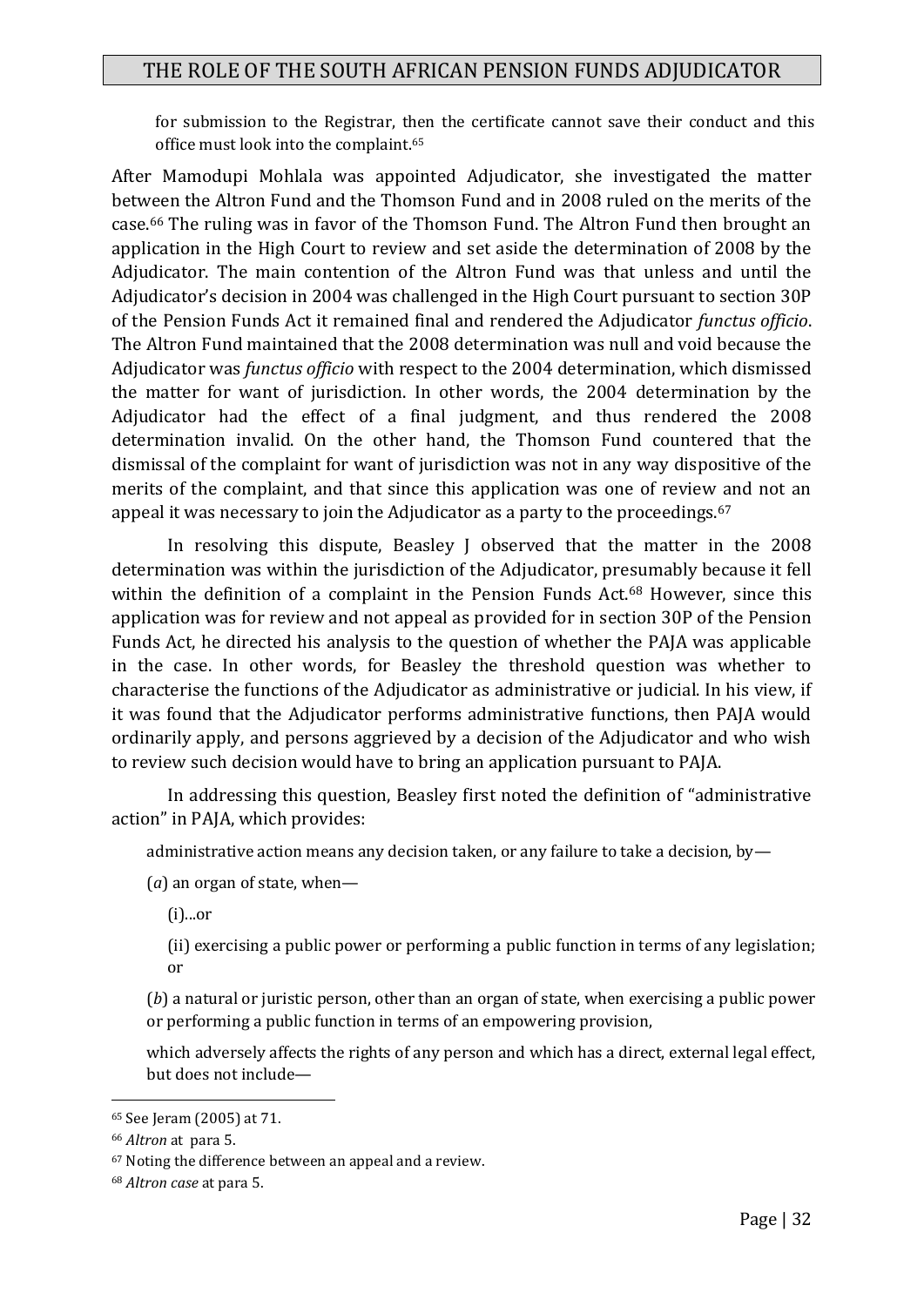for submission to the Registrar, then the certificate cannot save their conduct and this office must look into the complaint.[65]

After Mamodupi Mohlala was appointed Adjudicator, she investigated the matter between the Altron Fund and the Thomson Fund and in 2008 ruled on the merits of the case.[66] The ruling was in favor of the Thomson Fund. The Altron Fund then brought an application in the High Court to review and set aside the determination of 2008 by the Adjudicator. The main contention of the Altron Fund was that unless and until the Adjudicator's decision in 2004 was challenged in the High Court pursuant to section 30P of the Pension Funds Act it remained final and rendered the Adjudicator *functus officio*. The Altron Fund maintained that the 2008 determination was null and void because the Adjudicator was *functus officio* with respect to the 2004 determination, which dismissed the matter for want of jurisdiction. In other words, the 2004 determination by the Adjudicator had the effect of a final judgment, and thus rendered the 2008 determination invalid. On the other hand, the Thomson Fund countered that the dismissal of the complaint for want of jurisdiction was not in any way dispositive of the merits of the complaint, and that since this application was one of review and not an appeal it was necessary to join the Adjudicator as a party to the proceedings.[67]

In resolving this dispute, Beasley J observed that the matter in the 2008 determination was within the jurisdiction of the Adjudicator, presumably because it fell within the definition of a complaint in the Pension Funds Act.[68] However, since this application was for review and not appeal as provided for in section 30P of the Pension Funds Act, he directed his analysis to the question of whether the PAJA was applicable in the case. In other words, for Beasley the threshold question was whether to characterise the functions of the Adjudicator as administrative or judicial. In his view, if it was found that the Adjudicator performs administrative functions, then PAJA would ordinarily apply, and persons aggrieved by a decision of the Adjudicator and who wish to review such decision would have to bring an application pursuant to PAJA.

In addressing this question, Beasley first noted the definition of "administrative action" in PAJA, which provides:

> administrative action means any decision taken, or any failure to take a decision, by—
>
> (*a*) an organ of state, when—
>
> (i)...or
>
> (ii) exercising a public power or performing a public function in terms of any legislation; or
>
> (*b*) a natural or juristic person, other than an organ of state, when exercising a public power or performing a public function in terms of an empowering provision,
>
> which adversely affects the rights of any person and which has a direct, external legal effect, but does not include—

---

[65] See Jeram (2005) at 71.

[66] *Altron* at para 5.

[67] Noting the difference between an appeal and a review.

[68] *Altron case* at para 5.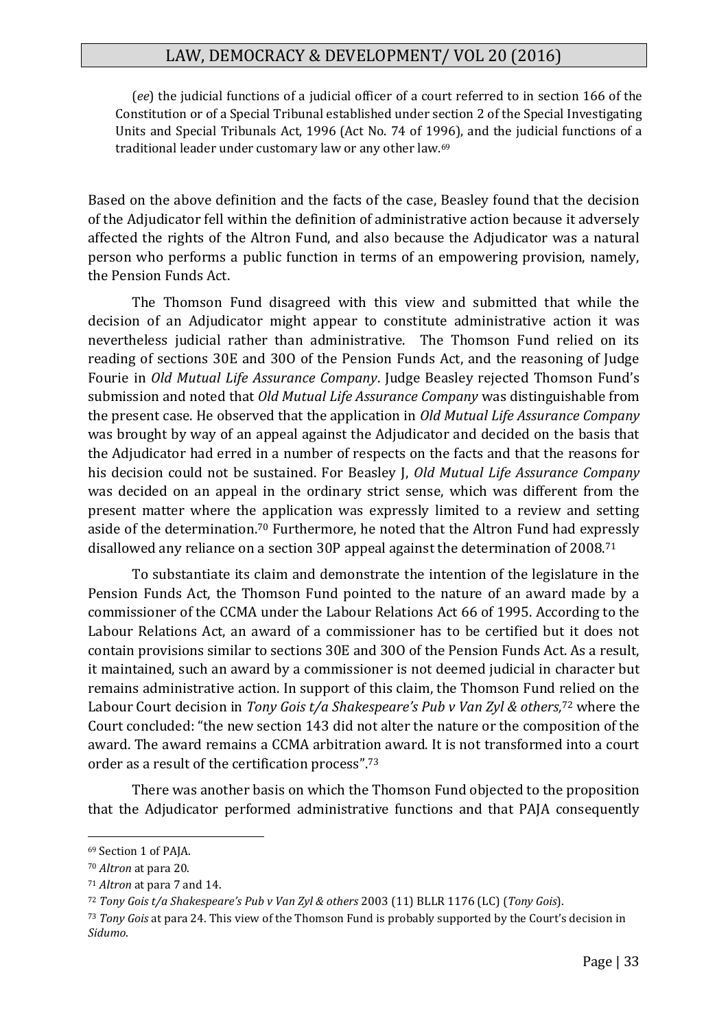(*ee*) the judicial functions of a judicial officer of a court referred to in section 166 of the Constitution or of a Special Tribunal established under section 2 of the Special Investigating Units and Special Tribunals Act, 1996 (Act No. 74 of 1996), and the judicial functions of a traditional leader under customary law or any other law.[69]

Based on the above definition and the facts of the case, Beasley found that the decision of the Adjudicator fell within the definition of administrative action because it adversely affected the rights of the Altron Fund, and also because the Adjudicator was a natural person who performs a public function in terms of an empowering provision, namely, the Pension Funds Act.

The Thomson Fund disagreed with this view and submitted that while the decision of an Adjudicator might appear to constitute administrative action it was nevertheless judicial rather than administrative. The Thomson Fund relied on its reading of sections 30E and 30O of the Pension Funds Act, and the reasoning of Judge Fourie in *Old Mutual Life Assurance Company*. Judge Beasley rejected Thomson Fund's submission and noted that *Old Mutual Life Assurance Company* was distinguishable from the present case. He observed that the application in *Old Mutual Life Assurance Company* was brought by way of an appeal against the Adjudicator and decided on the basis that the Adjudicator had erred in a number of respects on the facts and that the reasons for his decision could not be sustained. For Beasley J, *Old Mutual Life Assurance Company* was decided on an appeal in the ordinary strict sense, which was different from the present matter where the application was expressly limited to a review and setting aside of the determination.[70] Furthermore, he noted that the Altron Fund had expressly disallowed any reliance on a section 30P appeal against the determination of 2008.[71]

To substantiate its claim and demonstrate the intention of the legislature in the Pension Funds Act, the Thomson Fund pointed to the nature of an award made by a commissioner of the CCMA under the Labour Relations Act 66 of 1995. According to the Labour Relations Act, an award of a commissioner has to be certified but it does not contain provisions similar to sections 30E and 30O of the Pension Funds Act. As a result, it maintained, such an award by a commissioner is not deemed judicial in character but remains administrative action. In support of this claim, the Thomson Fund relied on the Labour Court decision in *Tony Gois t/a Shakespeare's Pub v Van Zyl & others*,[72] where the Court concluded: "the new section 143 did not alter the nature or the composition of the award. The award remains a CCMA arbitration award. It is not transformed into a court order as a result of the certification process".[73]

There was another basis on which the Thomson Fund objected to the proposition that the Adjudicator performed administrative functions and that PAJA consequently

---

[69] Section 1 of PAJA.

[70] *Altron* at para 20.

[71] *Altron* at para 7 and 14.

[72] *Tony Gois t/a Shakespeare's Pub v Van Zyl & others* 2003 (11) BLLR 1176 (LC) (*Tony Gois*).

[73] *Tony Gois* at para 24. This view of the Thomson Fund is probably supported by the Court's decision in *Sidumo*.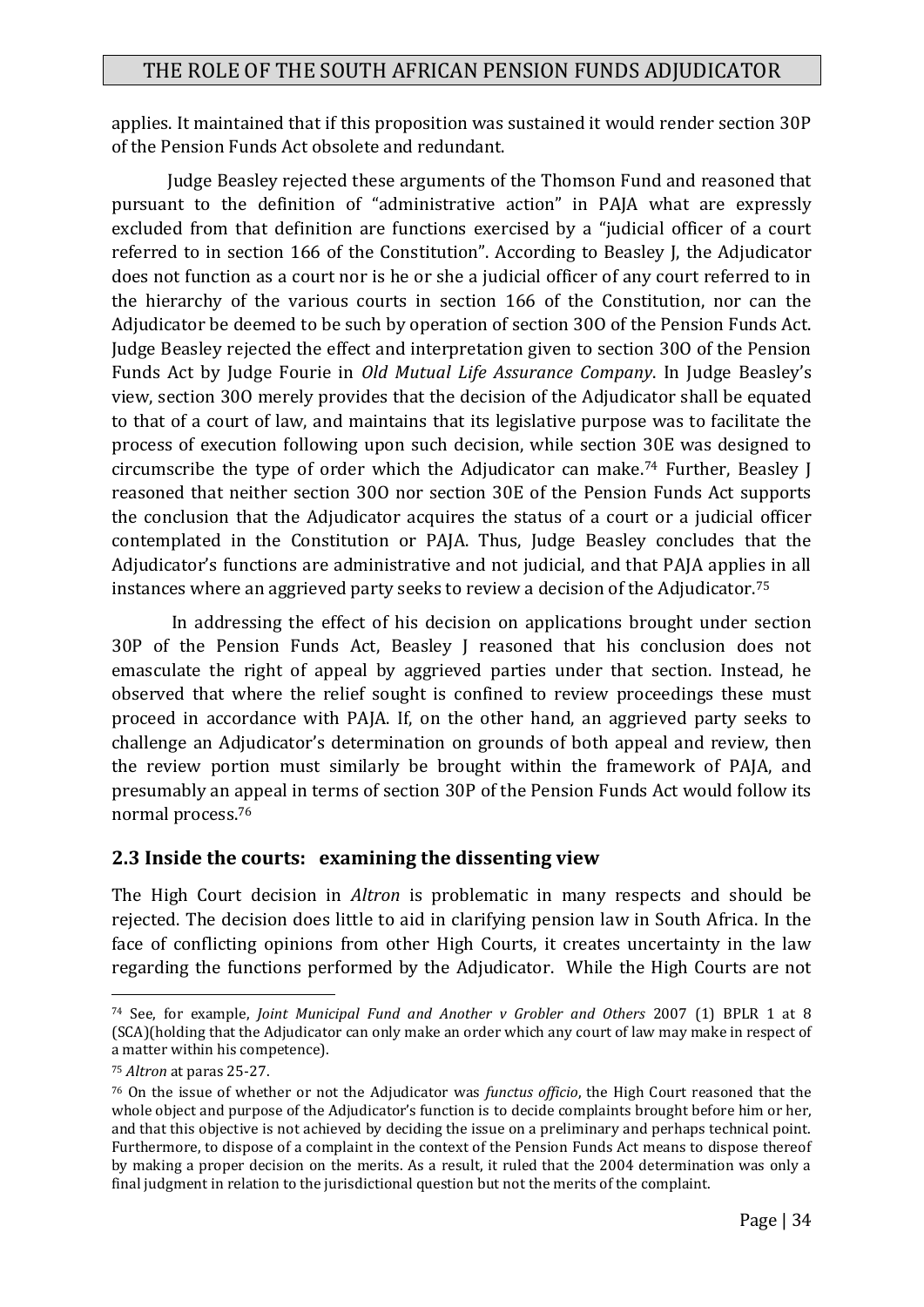applies. It maintained that if this proposition was sustained it would render section 30P of the Pension Funds Act obsolete and redundant.

Judge Beasley rejected these arguments of the Thomson Fund and reasoned that pursuant to the definition of "administrative action" in PAJA what are expressly excluded from that definition are functions exercised by a "judicial officer of a court referred to in section 166 of the Constitution". According to Beasley J, the Adjudicator does not function as a court nor is he or she a judicial officer of any court referred to in the hierarchy of the various courts in section 166 of the Constitution, nor can the Adjudicator be deemed to be such by operation of section 30O of the Pension Funds Act. Judge Beasley rejected the effect and interpretation given to section 30O of the Pension Funds Act by Judge Fourie in *Old Mutual Life Assurance Company*. In Judge Beasley's view, section 30O merely provides that the decision of the Adjudicator shall be equated to that of a court of law, and maintains that its legislative purpose was to facilitate the process of execution following upon such decision, while section 30E was designed to circumscribe the type of order which the Adjudicator can make.[74] Further, Beasley J reasoned that neither section 30O nor section 30E of the Pension Funds Act supports the conclusion that the Adjudicator acquires the status of a court or a judicial officer contemplated in the Constitution or PAJA. Thus, Judge Beasley concludes that the Adjudicator's functions are administrative and not judicial, and that PAJA applies in all instances where an aggrieved party seeks to review a decision of the Adjudicator.[75]

In addressing the effect of his decision on applications brought under section 30P of the Pension Funds Act, Beasley J reasoned that his conclusion does not emasculate the right of appeal by aggrieved parties under that section. Instead, he observed that where the relief sought is confined to review proceedings these must proceed in accordance with PAJA. If, on the other hand, an aggrieved party seeks to challenge an Adjudicator's determination on grounds of both appeal and review, then the review portion must similarly be brought within the framework of PAJA, and presumably an appeal in terms of section 30P of the Pension Funds Act would follow its normal process.[76]

## 2.3 Inside the courts: examining the dissenting view

The High Court decision in *Altron* is problematic in many respects and should be rejected. The decision does little to aid in clarifying pension law in South Africa. In the face of conflicting opinions from other High Courts, it creates uncertainty in the law regarding the functions performed by the Adjudicator. While the High Courts are not

---

[74] See, for example, *Joint Municipal Fund and Another v Grobler and Others* 2007 (1) BPLR 1 at 8 (SCA)(holding that the Adjudicator can only make an order which any court of law may make in respect of a matter within his competence).

[75] *Altron* at paras 25-27.

[76] On the issue of whether or not the Adjudicator was *functus officio*, the High Court reasoned that the whole object and purpose of the Adjudicator's function is to decide complaints brought before him or her, and that this objective is not achieved by deciding the issue on a preliminary and perhaps technical point. Furthermore, to dispose of a complaint in the context of the Pension Funds Act means to dispose thereof by making a proper decision on the merits. As a result, it ruled that the 2004 determination was only a final judgment in relation to the jurisdictional question but not the merits of the complaint.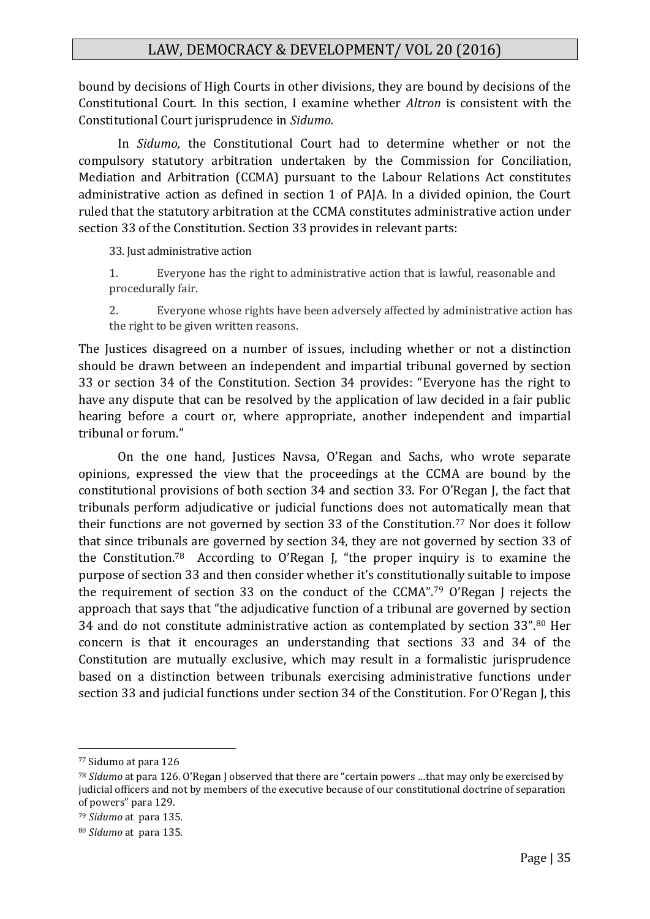bound by decisions of High Courts in other divisions, they are bound by decisions of the Constitutional Court. In this section, I examine whether *Altron* is consistent with the Constitutional Court jurisprudence in *Sidumo.*

In *Sidumo,* the Constitutional Court had to determine whether or not the compulsory statutory arbitration undertaken by the Commission for Conciliation, Mediation and Arbitration (CCMA) pursuant to the Labour Relations Act constitutes administrative action as defined in section 1 of PAJA. In a divided opinion, the Court ruled that the statutory arbitration at the CCMA constitutes administrative action under section 33 of the Constitution. Section 33 provides in relevant parts:

> 33. Just administrative action
>
> 1. Everyone has the right to administrative action that is lawful, reasonable and procedurally fair.
>
> 2. Everyone whose rights have been adversely affected by administrative action has the right to be given written reasons.

The Justices disagreed on a number of issues, including whether or not a distinction should be drawn between an independent and impartial tribunal governed by section 33 or section 34 of the Constitution. Section 34 provides: "Everyone has the right to have any dispute that can be resolved by the application of law decided in a fair public hearing before a court or, where appropriate, another independent and impartial tribunal or forum."

On the one hand, Justices Navsa, O'Regan and Sachs, who wrote separate opinions, expressed the view that the proceedings at the CCMA are bound by the constitutional provisions of both section 34 and section 33. For O'Regan J, the fact that tribunals perform adjudicative or judicial functions does not automatically mean that their functions are not governed by section 33 of the Constitution.[77] Nor does it follow that since tribunals are governed by section 34, they are not governed by section 33 of the Constitution.[78] According to O'Regan J, "the proper inquiry is to examine the purpose of section 33 and then consider whether it's constitutionally suitable to impose the requirement of section 33 on the conduct of the CCMA".[79] O'Regan J rejects the approach that says that "the adjudicative function of a tribunal are governed by section 34 and do not constitute administrative action as contemplated by section 33".[80] Her concern is that it encourages an understanding that sections 33 and 34 of the Constitution are mutually exclusive, which may result in a formalistic jurisprudence based on a distinction between tribunals exercising administrative functions under section 33 and judicial functions under section 34 of the Constitution. For O'Regan J, this

---

[77] Sidumo at para 126

[78] *Sidumo* at para 126. O'Regan J observed that there are "certain powers …that may only be exercised by judicial officers and not by members of the executive because of our constitutional doctrine of separation of powers" para 129.

[79] *Sidumo* at para 135.

[80] *Sidumo* at para 135.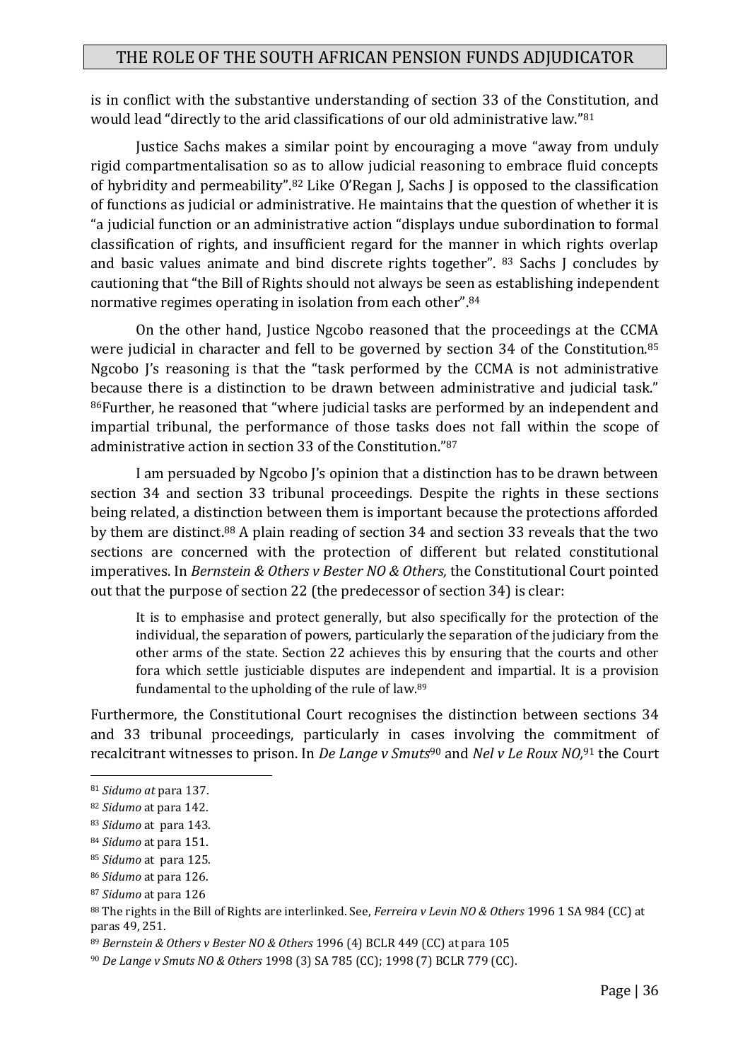is in conflict with the substantive understanding of section 33 of the Constitution, and would lead "directly to the arid classifications of our old administrative law."[81]

Justice Sachs makes a similar point by encouraging a move "away from unduly rigid compartmentalisation so as to allow judicial reasoning to embrace fluid concepts of hybridity and permeability".[82] Like O'Regan J, Sachs J is opposed to the classification of functions as judicial or administrative. He maintains that the question of whether it is "a judicial function or an administrative action "displays undue subordination to formal classification of rights, and insufficient regard for the manner in which rights overlap and basic values animate and bind discrete rights together". [83] Sachs J concludes by cautioning that "the Bill of Rights should not always be seen as establishing independent normative regimes operating in isolation from each other".[84]

On the other hand, Justice Ngcobo reasoned that the proceedings at the CCMA were judicial in character and fell to be governed by section 34 of the Constitution.[85] Ngcobo J's reasoning is that the "task performed by the CCMA is not administrative because there is a distinction to be drawn between administrative and judicial task." [86]Further, he reasoned that "where judicial tasks are performed by an independent and impartial tribunal, the performance of those tasks does not fall within the scope of administrative action in section 33 of the Constitution."[87]

I am persuaded by Ngcobo J's opinion that a distinction has to be drawn between section 34 and section 33 tribunal proceedings. Despite the rights in these sections being related, a distinction between them is important because the protections afforded by them are distinct.[88] A plain reading of section 34 and section 33 reveals that the two sections are concerned with the protection of different but related constitutional imperatives. In *Bernstein & Others v Bester NO & Others,* the Constitutional Court pointed out that the purpose of section 22 (the predecessor of section 34) is clear:

> It is to emphasise and protect generally, but also specifically for the protection of the individual, the separation of powers, particularly the separation of the judiciary from the other arms of the state. Section 22 achieves this by ensuring that the courts and other fora which settle justiciable disputes are independent and impartial. It is a provision fundamental to the upholding of the rule of law.[89]

Furthermore, the Constitutional Court recognises the distinction between sections 34 and 33 tribunal proceedings, particularly in cases involving the commitment of recalcitrant witnesses to prison. In *De Lange v Smuts*[90] and *Nel v Le Roux NO,*[91] the Court

---

[81] *Sidumo at* para 137.

[82] *Sidumo* at para 142.

[83] *Sidumo* at para 143.

[84] *Sidumo* at para 151.

[85] *Sidumo* at para 125.

[86] *Sidumo* at para 126.

[87] *Sidumo* at para 126

[88] The rights in the Bill of Rights are interlinked. See, *Ferreira v Levin NO & Others* 1996 1 SA 984 (CC) at paras 49, 251.

[89] *Bernstein & Others v Bester NO & Others* 1996 (4) BCLR 449 (CC) at para 105

[90] *De Lange v Smuts NO & Others* 1998 (3) SA 785 (CC); 1998 (7) BCLR 779 (CC).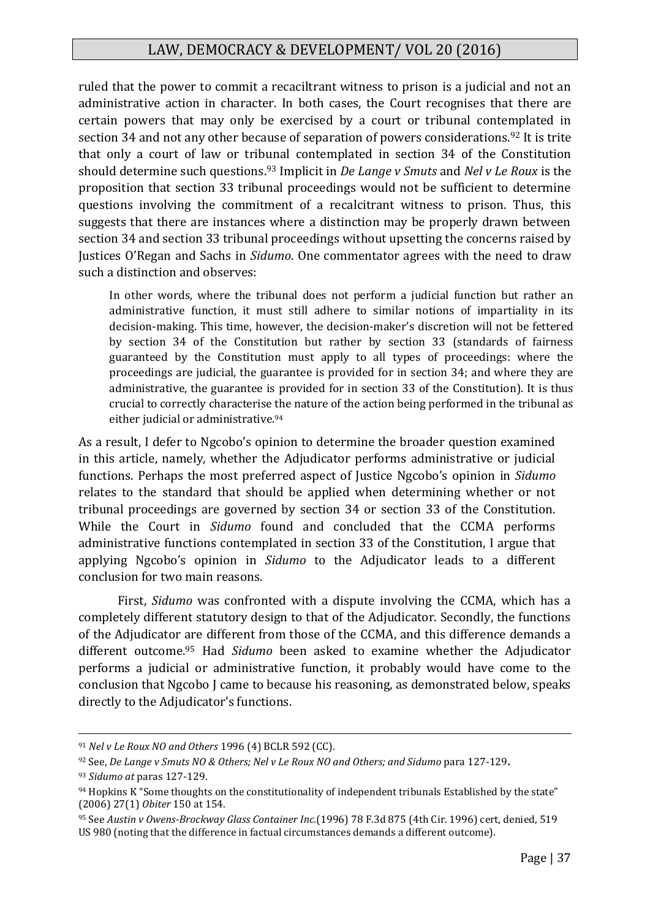ruled that the power to commit a recaciltrant witness to prison is a judicial and not an administrative action in character. In both cases, the Court recognises that there are certain powers that may only be exercised by a court or tribunal contemplated in section 34 and not any other because of separation of powers considerations.[92] It is trite that only a court of law or tribunal contemplated in section 34 of the Constitution should determine such questions.[93] Implicit in *De Lange v Smuts* and *Nel v Le Roux* is the proposition that section 33 tribunal proceedings would not be sufficient to determine questions involving the commitment of a recalcitrant witness to prison. Thus, this suggests that there are instances where a distinction may be properly drawn between section 34 and section 33 tribunal proceedings without upsetting the concerns raised by Justices O'Regan and Sachs in *Sidumo*. One commentator agrees with the need to draw such a distinction and observes:

> In other words, where the tribunal does not perform a judicial function but rather an administrative function, it must still adhere to similar notions of impartiality in its decision-making. This time, however, the decision-maker's discretion will not be fettered by section 34 of the Constitution but rather by section 33 (standards of fairness guaranteed by the Constitution must apply to all types of proceedings: where the proceedings are judicial, the guarantee is provided for in section 34; and where they are administrative, the guarantee is provided for in section 33 of the Constitution). It is thus crucial to correctly characterise the nature of the action being performed in the tribunal as either judicial or administrative.[94]

As a result, I defer to Ngcobo's opinion to determine the broader question examined in this article, namely, whether the Adjudicator performs administrative or judicial functions. Perhaps the most preferred aspect of Justice Ngcobo's opinion in *Sidumo* relates to the standard that should be applied when determining whether or not tribunal proceedings are governed by section 34 or section 33 of the Constitution. While the Court in *Sidumo* found and concluded that the CCMA performs administrative functions contemplated in section 33 of the Constitution, I argue that applying Ngcobo's opinion in *Sidumo* to the Adjudicator leads to a different conclusion for two main reasons.

First, *Sidumo* was confronted with a dispute involving the CCMA, which has a completely different statutory design to that of the Adjudicator. Secondly, the functions of the Adjudicator are different from those of the CCMA, and this difference demands a different outcome.[95] Had *Sidumo* been asked to examine whether the Adjudicator performs a judicial or administrative function, it probably would have come to the conclusion that Ngcobo J came to because his reasoning, as demonstrated below, speaks directly to the Adjudicator's functions.

---

[91] *Nel v Le Roux NO and Others* 1996 (4) BCLR 592 (CC).

[92] See, *De Lange v Smuts NO & Others; Nel v Le Roux NO and Others; and Sidumo* para 127-129**.**

[93] *Sidumo at* paras 127-129.

[94] Hopkins K "Some thoughts on the constitutionality of independent tribunals Established by the state" (2006) 27(1) *Obiter* 150 at 154.

[95] See *Austin v Owens-Brockway Glass Container Inc.*(1996) 78 F.3d 875 (4th Cir. 1996) cert, denied, 519 US 980 (noting that the difference in factual circumstances demands a different outcome).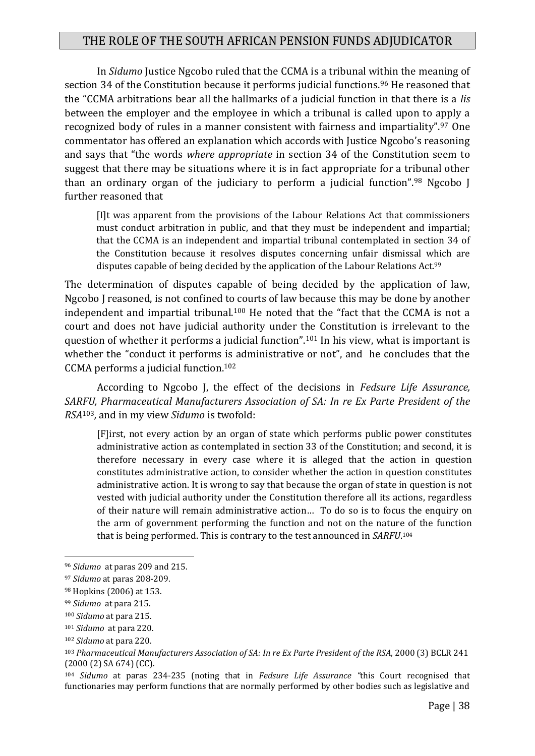In *Sidumo* Justice Ngcobo ruled that the CCMA is a tribunal within the meaning of section 34 of the Constitution because it performs judicial functions.[96] He reasoned that the "CCMA arbitrations bear all the hallmarks of a judicial function in that there is a *lis* between the employer and the employee in which a tribunal is called upon to apply a recognized body of rules in a manner consistent with fairness and impartiality".[97] One commentator has offered an explanation which accords with Justice Ngcobo's reasoning and says that "the words *where appropriate* in section 34 of the Constitution seem to suggest that there may be situations where it is in fact appropriate for a tribunal other than an ordinary organ of the judiciary to perform a judicial function".[98] Ngcobo J further reasoned that

> [I]t was apparent from the provisions of the Labour Relations Act that commissioners must conduct arbitration in public, and that they must be independent and impartial; that the CCMA is an independent and impartial tribunal contemplated in section 34 of the Constitution because it resolves disputes concerning unfair dismissal which are disputes capable of being decided by the application of the Labour Relations Act.[99]

The determination of disputes capable of being decided by the application of law, Ngcobo J reasoned, is not confined to courts of law because this may be done by another independent and impartial tribunal.[100] He noted that the "fact that the CCMA is not a court and does not have judicial authority under the Constitution is irrelevant to the question of whether it performs a judicial function".[101] In his view, what is important is whether the "conduct it performs is administrative or not", and he concludes that the CCMA performs a judicial function.[102]

According to Ngcobo J, the effect of the decisions in *Fedsure Life Assurance, SARFU, Pharmaceutical Manufacturers Association of SA: In re Ex Parte President of the RSA*[103], and in my view *Sidumo* is twofold:

> [F]irst, not every action by an organ of state which performs public power constitutes administrative action as contemplated in section 33 of the Constitution; and second, it is therefore necessary in every case where it is alleged that the action in question constitutes administrative action, to consider whether the action in question constitutes administrative action. It is wrong to say that because the organ of state in question is not vested with judicial authority under the Constitution therefore all its actions, regardless of their nature will remain administrative action… To do so is to focus the enquiry on the arm of government performing the function and not on the nature of the function that is being performed. This is contrary to the test announced in *SARFU*.[104]

---

[96] *Sidumo* at paras 209 and 215.

[97] *Sidumo* at paras 208-209.

[98] Hopkins (2006) at 153.

[99] *Sidumo* at para 215.

[100] *Sidumo* at para 215.

[101] *Sidumo* at para 220.

[102] *Sidumo* at para 220.

[103] *Pharmaceutical Manufacturers Association of SA: In re Ex Parte President of the RSA*, 2000 (3) BCLR 241 (2000 (2) SA 674) (CC).

[104] *Sidumo* at paras 234-235 (noting that in *Fedsure Life Assurance* "this Court recognised that functionaries may perform functions that are normally performed by other bodies such as legislative and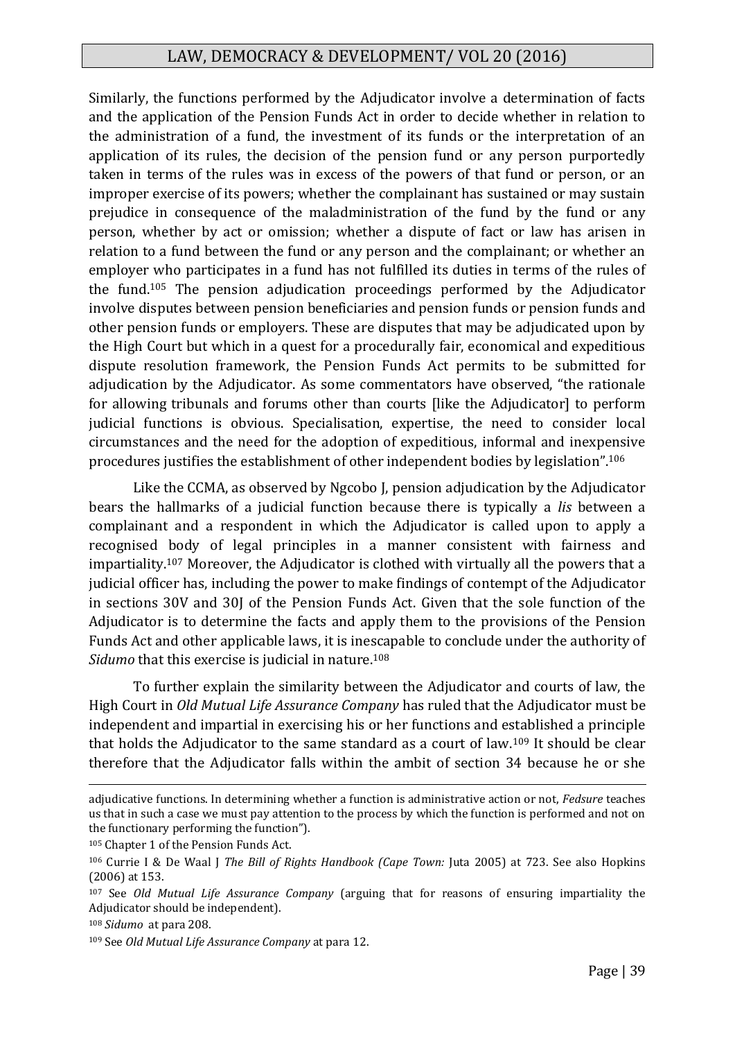Similarly, the functions performed by the Adjudicator involve a determination of facts and the application of the Pension Funds Act in order to decide whether in relation to the administration of a fund, the investment of its funds or the interpretation of an application of its rules, the decision of the pension fund or any person purportedly taken in terms of the rules was in excess of the powers of that fund or person, or an improper exercise of its powers; whether the complainant has sustained or may sustain prejudice in consequence of the maladministration of the fund by the fund or any person, whether by act or omission; whether a dispute of fact or law has arisen in relation to a fund between the fund or any person and the complainant; or whether an employer who participates in a fund has not fulfilled its duties in terms of the rules of the fund.[105] The pension adjudication proceedings performed by the Adjudicator involve disputes between pension beneficiaries and pension funds or pension funds and other pension funds or employers. These are disputes that may be adjudicated upon by the High Court but which in a quest for a procedurally fair, economical and expeditious dispute resolution framework, the Pension Funds Act permits to be submitted for adjudication by the Adjudicator. As some commentators have observed, "the rationale for allowing tribunals and forums other than courts [like the Adjudicator] to perform judicial functions is obvious. Specialisation, expertise, the need to consider local circumstances and the need for the adoption of expeditious, informal and inexpensive procedures justifies the establishment of other independent bodies by legislation".[106]

Like the CCMA, as observed by Ngcobo J, pension adjudication by the Adjudicator bears the hallmarks of a judicial function because there is typically a *lis* between a complainant and a respondent in which the Adjudicator is called upon to apply a recognised body of legal principles in a manner consistent with fairness and impartiality.[107] Moreover, the Adjudicator is clothed with virtually all the powers that a judicial officer has, including the power to make findings of contempt of the Adjudicator in sections 30V and 30J of the Pension Funds Act. Given that the sole function of the Adjudicator is to determine the facts and apply them to the provisions of the Pension Funds Act and other applicable laws, it is inescapable to conclude under the authority of *Sidumo* that this exercise is judicial in nature.[108]

To further explain the similarity between the Adjudicator and courts of law, the High Court in *Old Mutual Life Assurance Company* has ruled that the Adjudicator must be independent and impartial in exercising his or her functions and established a principle that holds the Adjudicator to the same standard as a court of law.[109] It should be clear therefore that the Adjudicator falls within the ambit of section 34 because he or she

---

adjudicative functions. In determining whether a function is administrative action or not, *Fedsure* teaches us that in such a case we must pay attention to the process by which the function is performed and not on the functionary performing the function").

[105] Chapter 1 of the Pension Funds Act.

[106] Currie I & De Waal J *The Bill of Rights Handbook (Cape Town:* Juta 2005) at 723. See also Hopkins (2006) at 153.

[107] See *Old Mutual Life Assurance Company* (arguing that for reasons of ensuring impartiality the Adjudicator should be independent).

[108] *Sidumo* at para 208.

[109] See *Old Mutual Life Assurance Company* at para 12.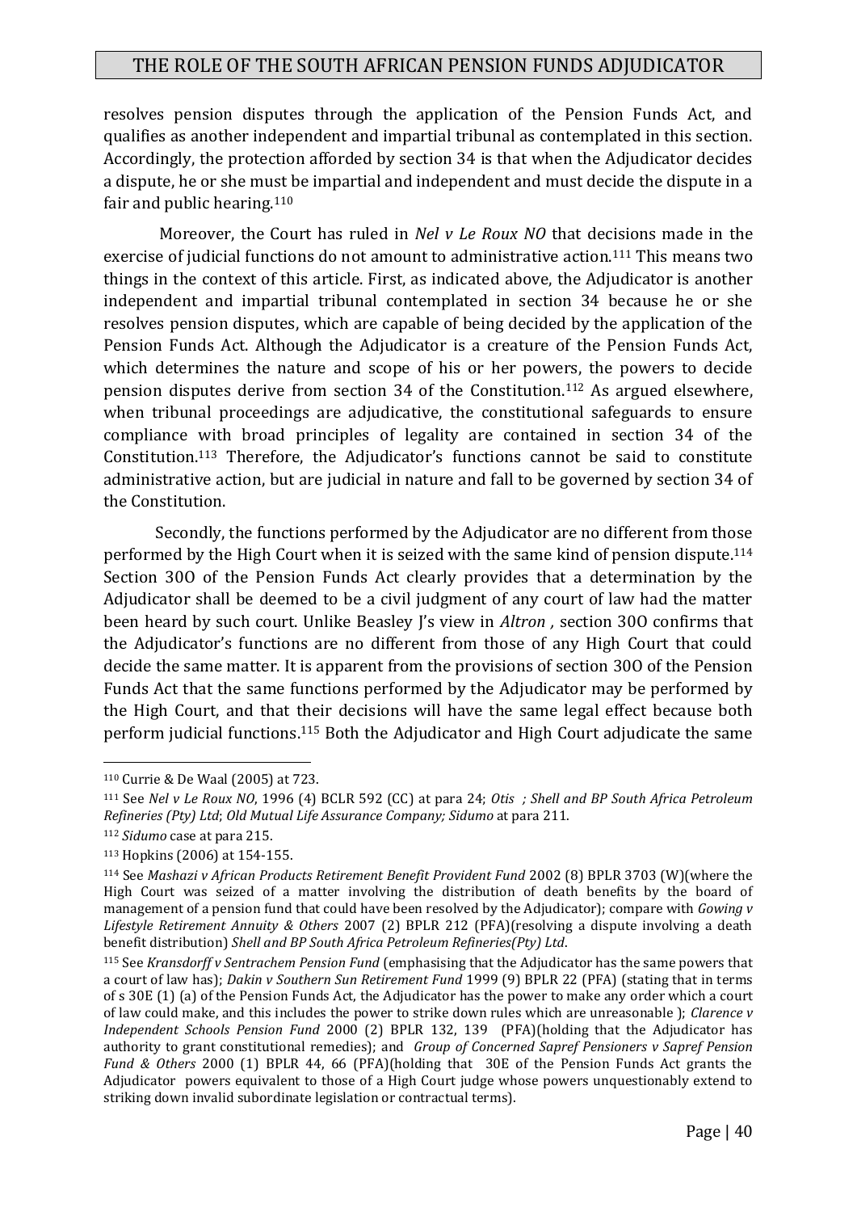resolves pension disputes through the application of the Pension Funds Act, and qualifies as another independent and impartial tribunal as contemplated in this section. Accordingly, the protection afforded by section 34 is that when the Adjudicator decides a dispute, he or she must be impartial and independent and must decide the dispute in a fair and public hearing.[110]

Moreover, the Court has ruled in *Nel v Le Roux NO* that decisions made in the exercise of judicial functions do not amount to administrative action.[111] This means two things in the context of this article. First, as indicated above, the Adjudicator is another independent and impartial tribunal contemplated in section 34 because he or she resolves pension disputes, which are capable of being decided by the application of the Pension Funds Act. Although the Adjudicator is a creature of the Pension Funds Act, which determines the nature and scope of his or her powers, the powers to decide pension disputes derive from section 34 of the Constitution.[112] As argued elsewhere, when tribunal proceedings are adjudicative, the constitutional safeguards to ensure compliance with broad principles of legality are contained in section 34 of the Constitution.[113] Therefore, the Adjudicator's functions cannot be said to constitute administrative action, but are judicial in nature and fall to be governed by section 34 of the Constitution.

Secondly, the functions performed by the Adjudicator are no different from those performed by the High Court when it is seized with the same kind of pension dispute.[114] Section 30O of the Pension Funds Act clearly provides that a determination by the Adjudicator shall be deemed to be a civil judgment of any court of law had the matter been heard by such court. Unlike Beasley J's view in *Altron ,* section 30O confirms that the Adjudicator's functions are no different from those of any High Court that could decide the same matter. It is apparent from the provisions of section 30O of the Pension Funds Act that the same functions performed by the Adjudicator may be performed by the High Court, and that their decisions will have the same legal effect because both perform judicial functions.[115] Both the Adjudicator and High Court adjudicate the same

---

[110] Currie & De Waal (2005) at 723.

[111] See *Nel v Le Roux NO*, 1996 (4) BCLR 592 (CC) at para 24; *Otis ; Shell and BP South Africa Petroleum Refineries (Pty) Ltd*; *Old Mutual Life Assurance Company; Sidumo* at para 211.

[112] *Sidumo* case at para 215.

[113] Hopkins (2006) at 154-155.

[114] See *Mashazi v African Products Retirement Benefit Provident Fund* 2002 (8) BPLR 3703 (W)(where the High Court was seized of a matter involving the distribution of death benefits by the board of management of a pension fund that could have been resolved by the Adjudicator); compare with *Gowing v Lifestyle Retirement Annuity & Others* 2007 (2) BPLR 212 (PFA)(resolving a dispute involving a death benefit distribution) *Shell and BP South Africa Petroleum Refineries(Pty) Ltd*.

[115] See *Kransdorff v Sentrachem Pension Fund* (emphasising that the Adjudicator has the same powers that a court of law has); *Dakin v Southern Sun Retirement Fund* 1999 (9) BPLR 22 (PFA) (stating that in terms of s 30E (1) (a) of the Pension Funds Act, the Adjudicator has the power to make any order which a court of law could make, and this includes the power to strike down rules which are unreasonable ); *Clarence v Independent Schools Pension Fund* 2000 (2) BPLR 132, 139 (PFA)(holding that the Adjudicator has authority to grant constitutional remedies); and *Group of Concerned Sapref Pensioners v Sapref Pension Fund & Others* 2000 (1) BPLR 44, 66 (PFA)(holding that 30E of the Pension Funds Act grants the Adjudicator powers equivalent to those of a High Court judge whose powers unquestionably extend to striking down invalid subordinate legislation or contractual terms).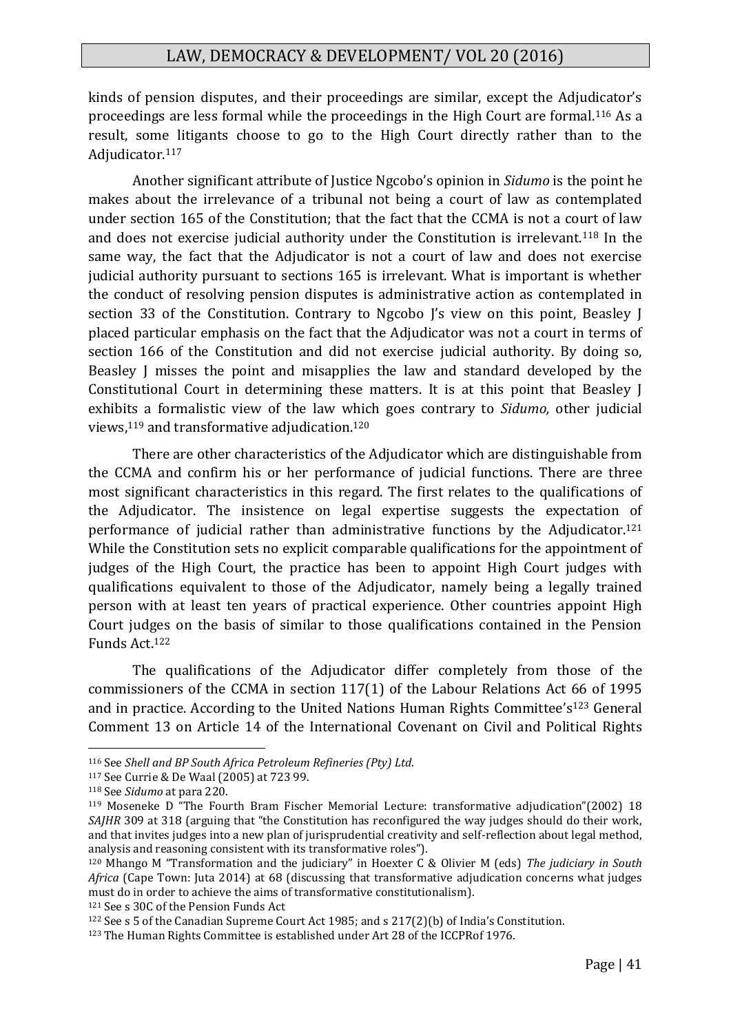kinds of pension disputes, and their proceedings are similar, except the Adjudicator's proceedings are less formal while the proceedings in the High Court are formal.[116] As a result, some litigants choose to go to the High Court directly rather than to the Adjudicator.[117]

Another significant attribute of Justice Ngcobo's opinion in *Sidumo* is the point he makes about the irrelevance of a tribunal not being a court of law as contemplated under section 165 of the Constitution; that the fact that the CCMA is not a court of law and does not exercise judicial authority under the Constitution is irrelevant.[118] In the same way, the fact that the Adjudicator is not a court of law and does not exercise judicial authority pursuant to sections 165 is irrelevant. What is important is whether the conduct of resolving pension disputes is administrative action as contemplated in section 33 of the Constitution. Contrary to Ngcobo J's view on this point, Beasley J placed particular emphasis on the fact that the Adjudicator was not a court in terms of section 166 of the Constitution and did not exercise judicial authority. By doing so, Beasley J misses the point and misapplies the law and standard developed by the Constitutional Court in determining these matters. It is at this point that Beasley J exhibits a formalistic view of the law which goes contrary to *Sidumo,* other judicial views,[119] and transformative adjudication.[120]

There are other characteristics of the Adjudicator which are distinguishable from the CCMA and confirm his or her performance of judicial functions. There are three most significant characteristics in this regard. The first relates to the qualifications of the Adjudicator. The insistence on legal expertise suggests the expectation of performance of judicial rather than administrative functions by the Adjudicator.[121] While the Constitution sets no explicit comparable qualifications for the appointment of judges of the High Court, the practice has been to appoint High Court judges with qualifications equivalent to those of the Adjudicator, namely being a legally trained person with at least ten years of practical experience. Other countries appoint High Court judges on the basis of similar to those qualifications contained in the Pension Funds Act.[122]

The qualifications of the Adjudicator differ completely from those of the commissioners of the CCMA in section 117(1) of the Labour Relations Act 66 of 1995 and in practice. According to the United Nations Human Rights Committee's[123] General Comment 13 on Article 14 of the International Covenant on Civil and Political Rights

---

[116] See *Shell and BP South Africa Petroleum Refineries (Pty) Ltd*.

[117] See Currie & De Waal (2005) at 723 99.

[118] See *Sidumo* at para 220.

[119] Moseneke D "The Fourth Bram Fischer Memorial Lecture: transformative adjudication"(2002) 18 *SAJHR* 309 at 318 (arguing that "the Constitution has reconfigured the way judges should do their work, and that invites judges into a new plan of jurisprudential creativity and self-reflection about legal method, analysis and reasoning consistent with its transformative roles").

[120] Mhango M "Transformation and the judiciary" in Hoexter C & Olivier M (eds) *The judiciary in South Africa* (Cape Town: Juta 2014) at 68 (discussing that transformative adjudication concerns what judges must do in order to achieve the aims of transformative constitutionalism).

[121] See s 30C of the Pension Funds Act

[122] See s 5 of the Canadian Supreme Court Act 1985; and s 217(2)(b) of India's Constitution.

[123] The Human Rights Committee is established under Art 28 of the ICCPRof 1976.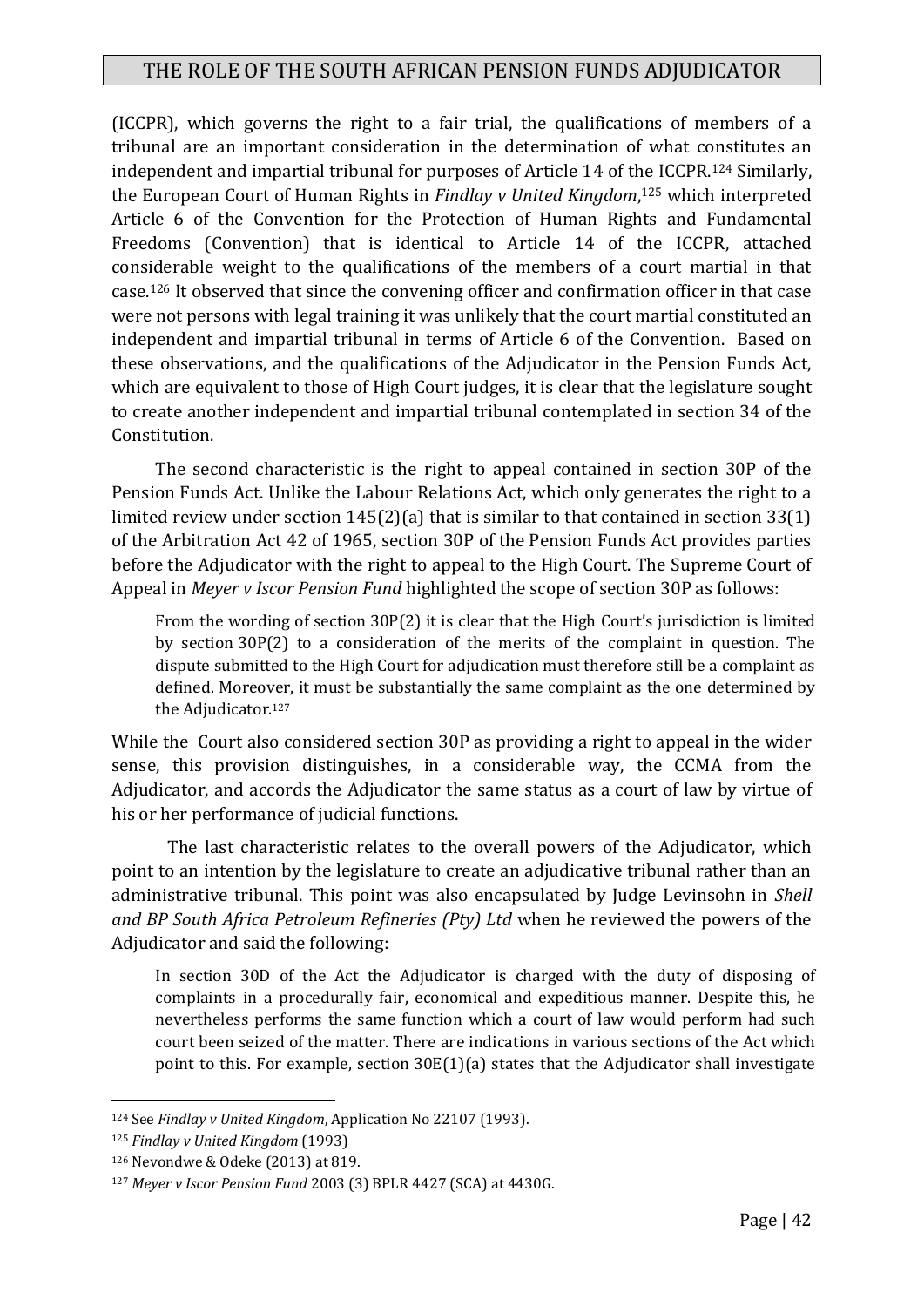(ICCPR), which governs the right to a fair trial, the qualifications of members of a tribunal are an important consideration in the determination of what constitutes an independent and impartial tribunal for purposes of Article 14 of the ICCPR.[124] Similarly, the European Court of Human Rights in *Findlay v United Kingdom*,[125] which interpreted Article 6 of the Convention for the Protection of Human Rights and Fundamental Freedoms (Convention) that is identical to Article 14 of the ICCPR, attached considerable weight to the qualifications of the members of a court martial in that case.[126] It observed that since the convening officer and confirmation officer in that case were not persons with legal training it was unlikely that the court martial constituted an independent and impartial tribunal in terms of Article 6 of the Convention. Based on these observations, and the qualifications of the Adjudicator in the Pension Funds Act, which are equivalent to those of High Court judges, it is clear that the legislature sought to create another independent and impartial tribunal contemplated in section 34 of the Constitution.

The second characteristic is the right to appeal contained in section 30P of the Pension Funds Act. Unlike the Labour Relations Act, which only generates the right to a limited review under section 145(2)(a) that is similar to that contained in section 33(1) of the Arbitration Act 42 of 1965, section 30P of the Pension Funds Act provides parties before the Adjudicator with the right to appeal to the High Court. The Supreme Court of Appeal in *Meyer v Iscor Pension Fund* highlighted the scope of section 30P as follows:

> From the wording of section 30P(2) it is clear that the High Court's jurisdiction is limited by section 30P(2) to a consideration of the merits of the complaint in question. The dispute submitted to the High Court for adjudication must therefore still be a complaint as defined. Moreover, it must be substantially the same complaint as the one determined by the Adjudicator.[127]

While the Court also considered section 30P as providing a right to appeal in the wider sense, this provision distinguishes, in a considerable way, the CCMA from the Adjudicator, and accords the Adjudicator the same status as a court of law by virtue of his or her performance of judicial functions.

The last characteristic relates to the overall powers of the Adjudicator, which point to an intention by the legislature to create an adjudicative tribunal rather than an administrative tribunal. This point was also encapsulated by Judge Levinsohn in *Shell and BP South Africa Petroleum Refineries (Pty) Ltd* when he reviewed the powers of the Adjudicator and said the following:

> In section 30D of the Act the Adjudicator is charged with the duty of disposing of complaints in a procedurally fair, economical and expeditious manner. Despite this, he nevertheless performs the same function which a court of law would perform had such court been seized of the matter. There are indications in various sections of the Act which point to this. For example, section 30E(1)(a) states that the Adjudicator shall investigate

---

[124] See *Findlay v United Kingdom*, Application No 22107 (1993).

[125] *Findlay v United Kingdom* (1993)

[126] Nevondwe & Odeke (2013) at 819.

[127] *Meyer v Iscor Pension Fund* 2003 (3) BPLR 4427 (SCA) at 4430G.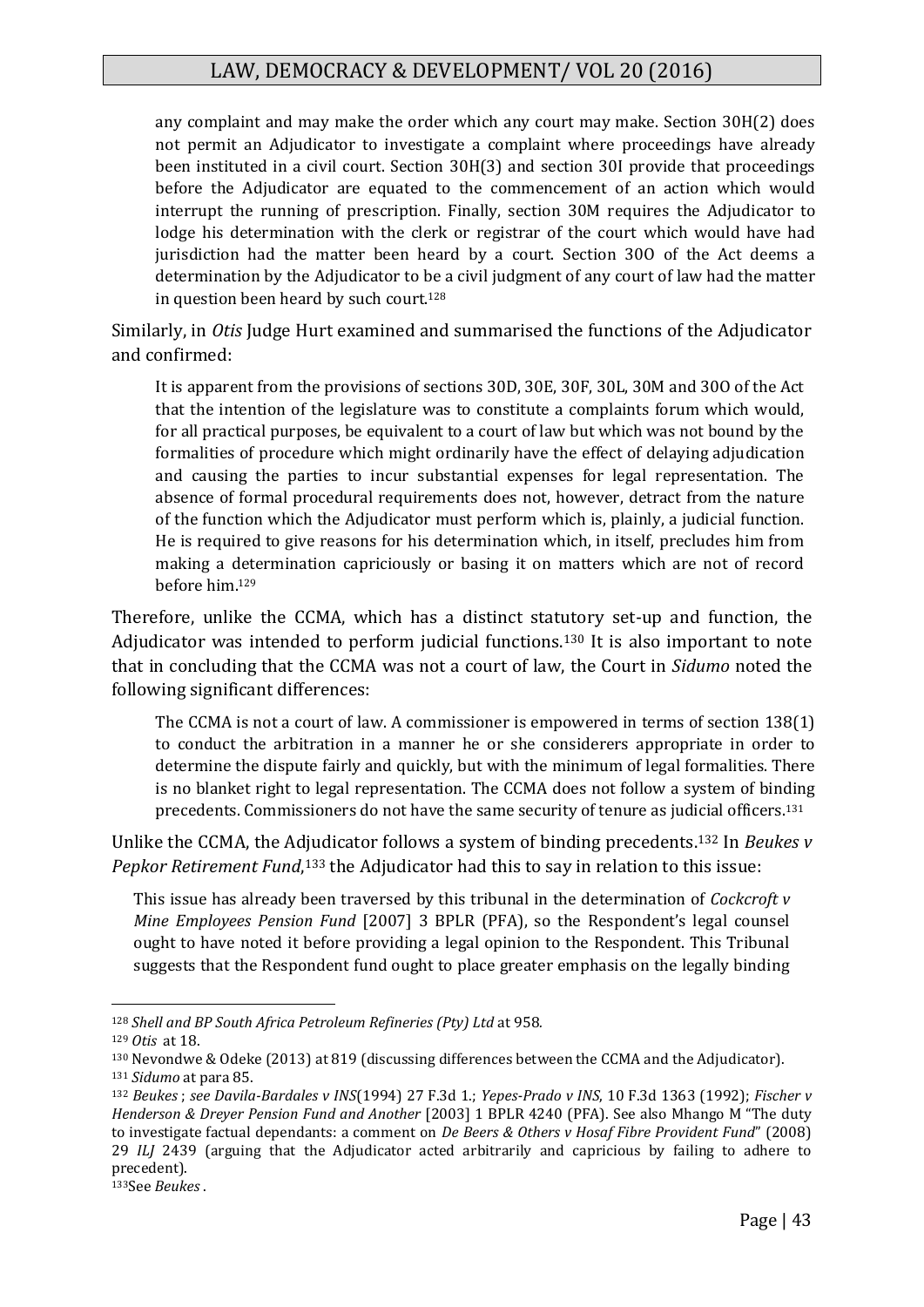> any complaint and may make the order which any court may make. Section 30H(2) does not permit an Adjudicator to investigate a complaint where proceedings have already been instituted in a civil court. Section 30H(3) and section 30I provide that proceedings before the Adjudicator are equated to the commencement of an action which would interrupt the running of prescription. Finally, section 30M requires the Adjudicator to lodge his determination with the clerk or registrar of the court which would have had jurisdiction had the matter been heard by a court. Section 30O of the Act deems a determination by the Adjudicator to be a civil judgment of any court of law had the matter in question been heard by such court.[128]

Similarly, in *Otis* Judge Hurt examined and summarised the functions of the Adjudicator and confirmed:

> It is apparent from the provisions of sections 30D, 30E, 30F, 30L, 30M and 30O of the Act that the intention of the legislature was to constitute a complaints forum which would, for all practical purposes, be equivalent to a court of law but which was not bound by the formalities of procedure which might ordinarily have the effect of delaying adjudication and causing the parties to incur substantial expenses for legal representation. The absence of formal procedural requirements does not, however, detract from the nature of the function which the Adjudicator must perform which is, plainly, a judicial function. He is required to give reasons for his determination which, in itself, precludes him from making a determination capriciously or basing it on matters which are not of record before him.[129]

Therefore, unlike the CCMA, which has a distinct statutory set-up and function, the Adjudicator was intended to perform judicial functions.[130] It is also important to note that in concluding that the CCMA was not a court of law, the Court in *Sidumo* noted the following significant differences:

> The CCMA is not a court of law. A commissioner is empowered in terms of section 138(1) to conduct the arbitration in a manner he or she considerers appropriate in order to determine the dispute fairly and quickly, but with the minimum of legal formalities. There is no blanket right to legal representation. The CCMA does not follow a system of binding precedents. Commissioners do not have the same security of tenure as judicial officers.[131]

Unlike the CCMA, the Adjudicator follows a system of binding precedents.[132] In *Beukes v Pepkor Retirement Fund*,[133] the Adjudicator had this to say in relation to this issue:

> This issue has already been traversed by this tribunal in the determination of *Cockcroft v Mine Employees Pension Fund* [2007] 3 BPLR (PFA), so the Respondent's legal counsel ought to have noted it before providing a legal opinion to the Respondent. This Tribunal suggests that the Respondent fund ought to place greater emphasis on the legally binding

---

[128] *Shell and BP South Africa Petroleum Refineries (Pty) Ltd* at 958.

[129] *Otis* at 18.

[130] Nevondwe & Odeke (2013) at 819 (discussing differences between the CCMA and the Adjudicator).

[131] *Sidumo* at para 85.

[132] *Beukes* ; *see Davila-Bardales v INS*(1994) 27 F.3d 1.; *Yepes-Prado v INS*, 10 F.3d 1363 (1992); *Fischer v Henderson & Dreyer Pension Fund and Another* [2003] 1 BPLR 4240 (PFA). See also Mhango M "The duty to investigate factual dependants: a comment on *De Beers & Others v Hosaf Fibre Provident Fund*" (2008) 29 *ILJ* 2439 (arguing that the Adjudicator acted arbitrarily and capricious by failing to adhere to precedent).

[133] See *Beukes* .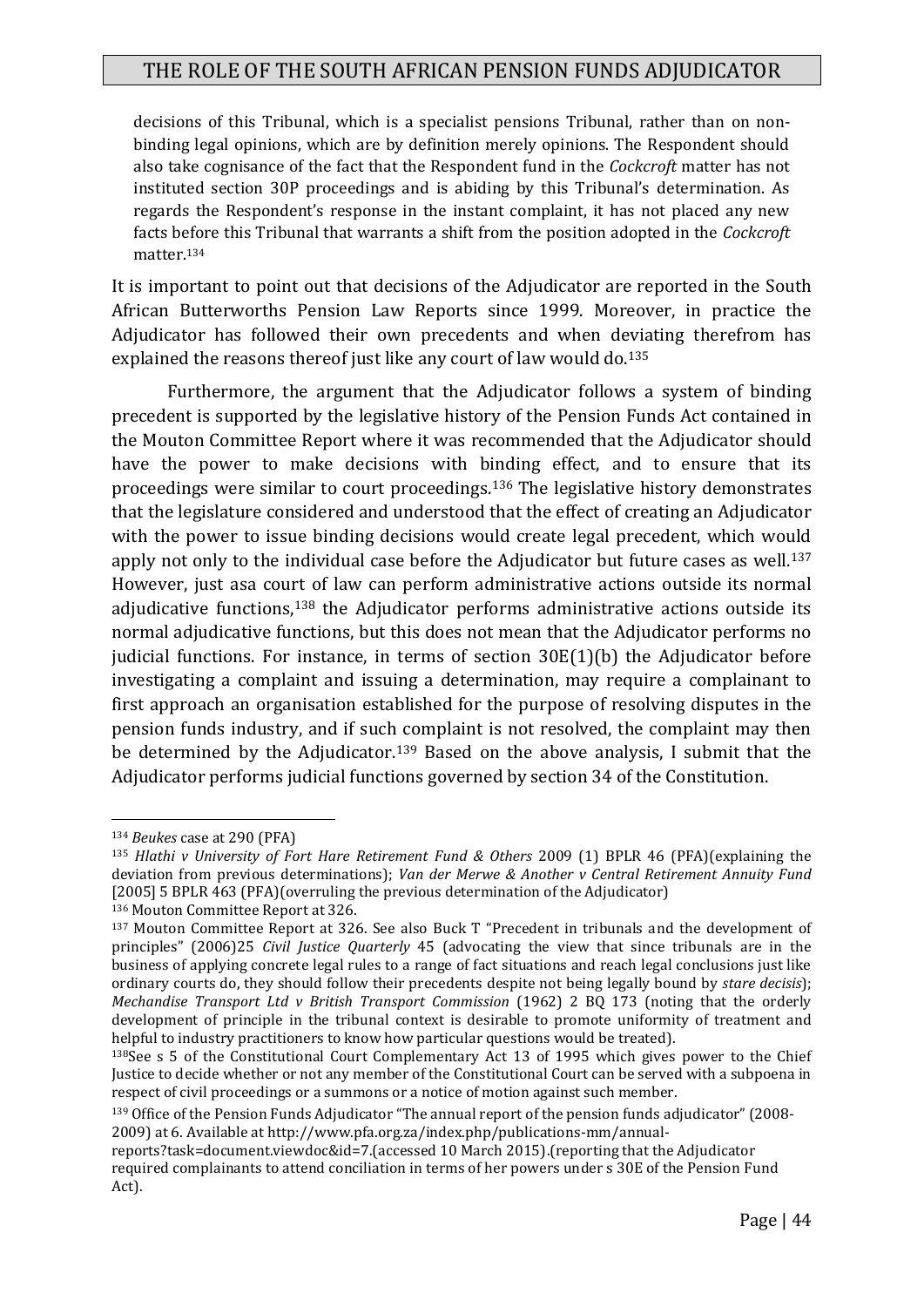> decisions of this Tribunal, which is a specialist pensions Tribunal, rather than on non-binding legal opinions, which are by definition merely opinions. The Respondent should also take cognisance of the fact that the Respondent fund in the *Cockcroft* matter has not instituted section 30P proceedings and is abiding by this Tribunal's determination. As regards the Respondent's response in the instant complaint, it has not placed any new facts before this Tribunal that warrants a shift from the position adopted in the *Cockcroft* matter.[134]

It is important to point out that decisions of the Adjudicator are reported in the South African Butterworths Pension Law Reports since 1999. Moreover, in practice the Adjudicator has followed their own precedents and when deviating therefrom has explained the reasons thereof just like any court of law would do.[135]

Furthermore, the argument that the Adjudicator follows a system of binding precedent is supported by the legislative history of the Pension Funds Act contained in the Mouton Committee Report where it was recommended that the Adjudicator should have the power to make decisions with binding effect, and to ensure that its proceedings were similar to court proceedings.[136] The legislative history demonstrates that the legislature considered and understood that the effect of creating an Adjudicator with the power to issue binding decisions would create legal precedent, which would apply not only to the individual case before the Adjudicator but future cases as well.[137] However, just asa court of law can perform administrative actions outside its normal adjudicative functions,[138] the Adjudicator performs administrative actions outside its normal adjudicative functions, but this does not mean that the Adjudicator performs no judicial functions. For instance, in terms of section 30E(1)(b) the Adjudicator before investigating a complaint and issuing a determination, may require a complainant to first approach an organisation established for the purpose of resolving disputes in the pension funds industry, and if such complaint is not resolved, the complaint may then be determined by the Adjudicator.[139] Based on the above analysis, I submit that the Adjudicator performs judicial functions governed by section 34 of the Constitution.

---

[134] *Beukes* case at 290 (PFA)

[135] *Hlathi v University of Fort Hare Retirement Fund & Others* 2009 (1) BPLR 46 (PFA)(explaining the deviation from previous determinations); *Van der Merwe & Another v Central Retirement Annuity Fund* [2005] 5 BPLR 463 (PFA)(overruling the previous determination of the Adjudicator)

[136] Mouton Committee Report at 326.

[137] Mouton Committee Report at 326. See also Buck T "Precedent in tribunals and the development of principles" (2006)25 *Civil Justice Quarterly* 45 (advocating the view that since tribunals are in the business of applying concrete legal rules to a range of fact situations and reach legal conclusions just like ordinary courts do, they should follow their precedents despite not being legally bound by *stare decisis*); *Mechandise Transport Ltd v British Transport Commission* (1962) 2 BQ 173 (noting that the orderly development of principle in the tribunal context is desirable to promote uniformity of treatment and helpful to industry practitioners to know how particular questions would be treated).

[138] See s 5 of the Constitutional Court Complementary Act 13 of 1995 which gives power to the Chief Justice to decide whether or not any member of the Constitutional Court can be served with a subpoena in respect of civil proceedings or a summons or a notice of motion against such member.

[139] Office of the Pension Funds Adjudicator "The annual report of the pension funds adjudicator" (2008-2009) at 6. Available at http://www.pfa.org.za/index.php/publications-mm/annual-reports?task=document.viewdoc&id=7.(accessed 10 March 2015).(reporting that the Adjudicator required complainants to attend conciliation in terms of her powers under s 30E of the Pension Fund Act).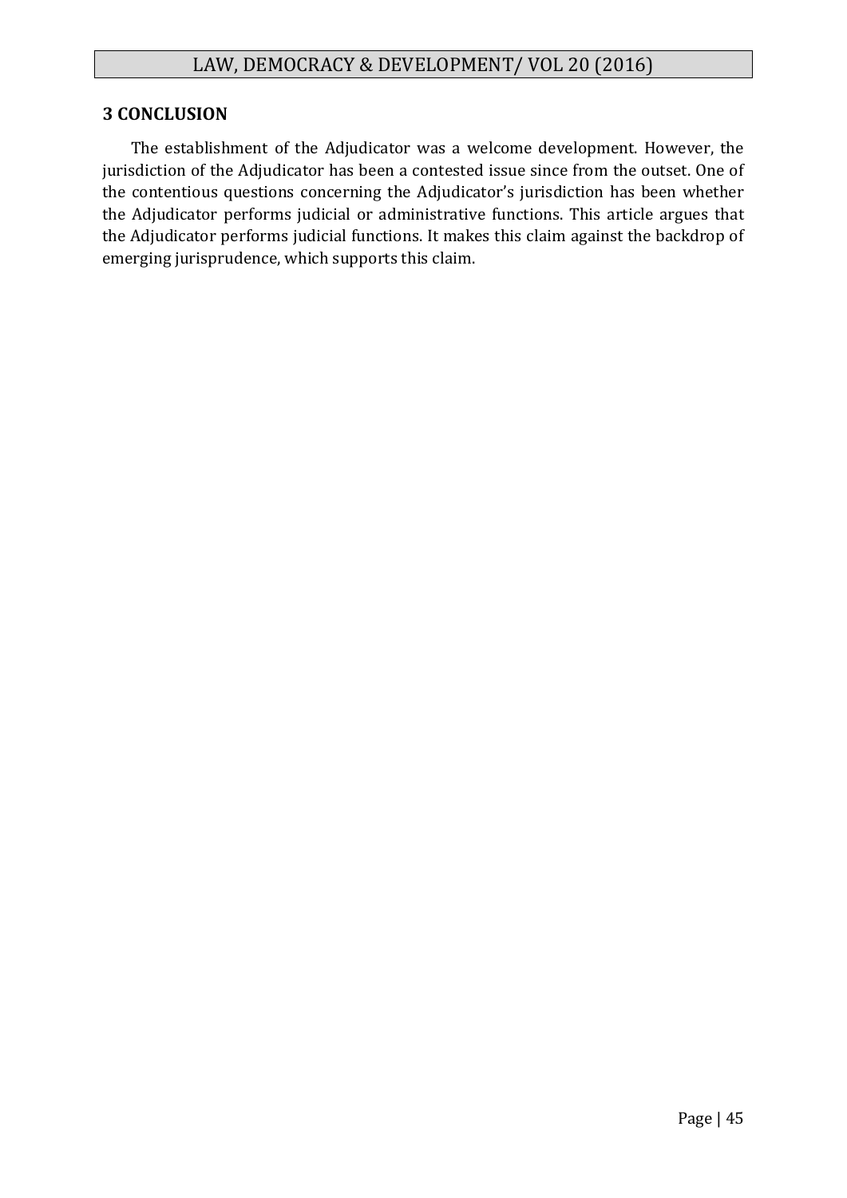## 3 CONCLUSION

The establishment of the Adjudicator was a welcome development. However, the jurisdiction of the Adjudicator has been a contested issue since from the outset. One of the contentious questions concerning the Adjudicator's jurisdiction has been whether the Adjudicator performs judicial or administrative functions. This article argues that the Adjudicator performs judicial functions. It makes this claim against the backdrop of emerging jurisprudence, which supports this claim.